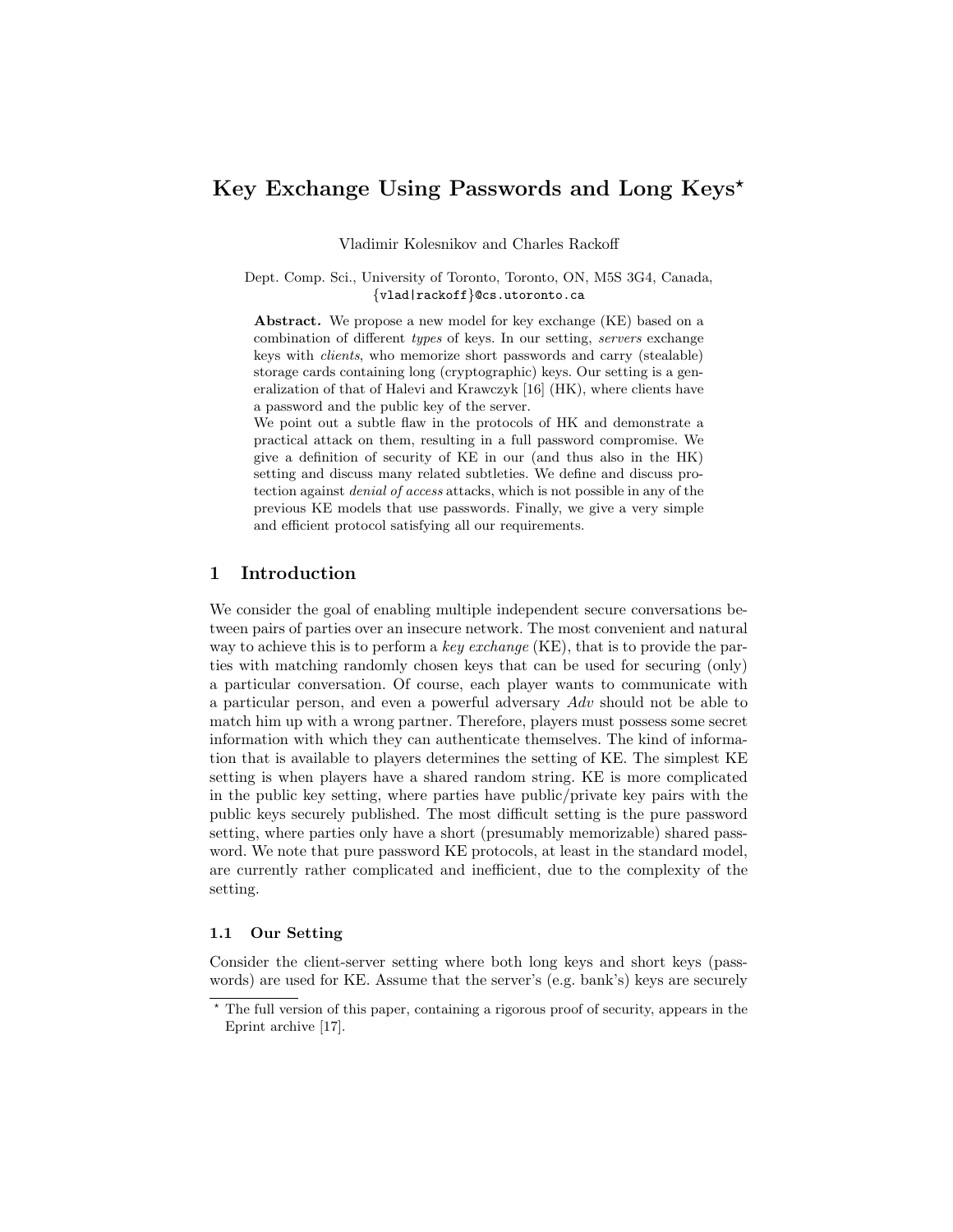# Key Exchange Using Passwords and Long Keys*

Vladimir Kolesnikov and Charles Rackoff

Dept. Comp. Sci., University of Toronto, Toronto, ON, M5S 3G4, Canada,
{vlad|rackoff}@cs.utoronto.ca

**Abstract.** We propose a new model for key exchange (KE) based on a combination of different *types* of keys. In our setting, *servers* exchange keys with *clients*, who memorize short passwords and carry (stealable) storage cards containing long (cryptographic) keys. Our setting is a generalization of that of Halevi and Krawczyk [16] (HK), where clients have a password and the public key of the server.

We point out a subtle flaw in the protocols of HK and demonstrate a practical attack on them, resulting in a full password compromise. We give a definition of security of KE in our (and thus also in the HK) setting and discuss many related subtleties. We define and discuss protection against *denial of access* attacks, which is not possible in any of the previous KE models that use passwords. Finally, we give a very simple and efficient protocol satisfying all our requirements.

## 1 Introduction

We consider the goal of enabling multiple independent secure conversations between pairs of parties over an insecure network. The most convenient and natural way to achieve this is to perform a *key exchange* (KE), that is to provide the parties with matching randomly chosen keys that can be used for securing (only) a particular conversation. Of course, each player wants to communicate with a particular person, and even a powerful adversary *Adv* should not be able to match him up with a wrong partner. Therefore, players must possess some secret information with which they can authenticate themselves. The kind of information that is available to players determines the setting of KE. The simplest KE setting is when players have a shared random string. KE is more complicated in the public key setting, where parties have public/private key pairs with the public keys securely published. The most difficult setting is the pure password setting, where parties only have a short (presumably memorizable) shared password. We note that pure password KE protocols, at least in the standard model, are currently rather complicated and inefficient, due to the complexity of the setting.

### 1.1 Our Setting

Consider the client-server setting where both long keys and short keys (passwords) are used for KE. Assume that the server's (e.g. bank's) keys are securely

* The full version of this paper, containing a rigorous proof of security, appears in the Eprint archive [17].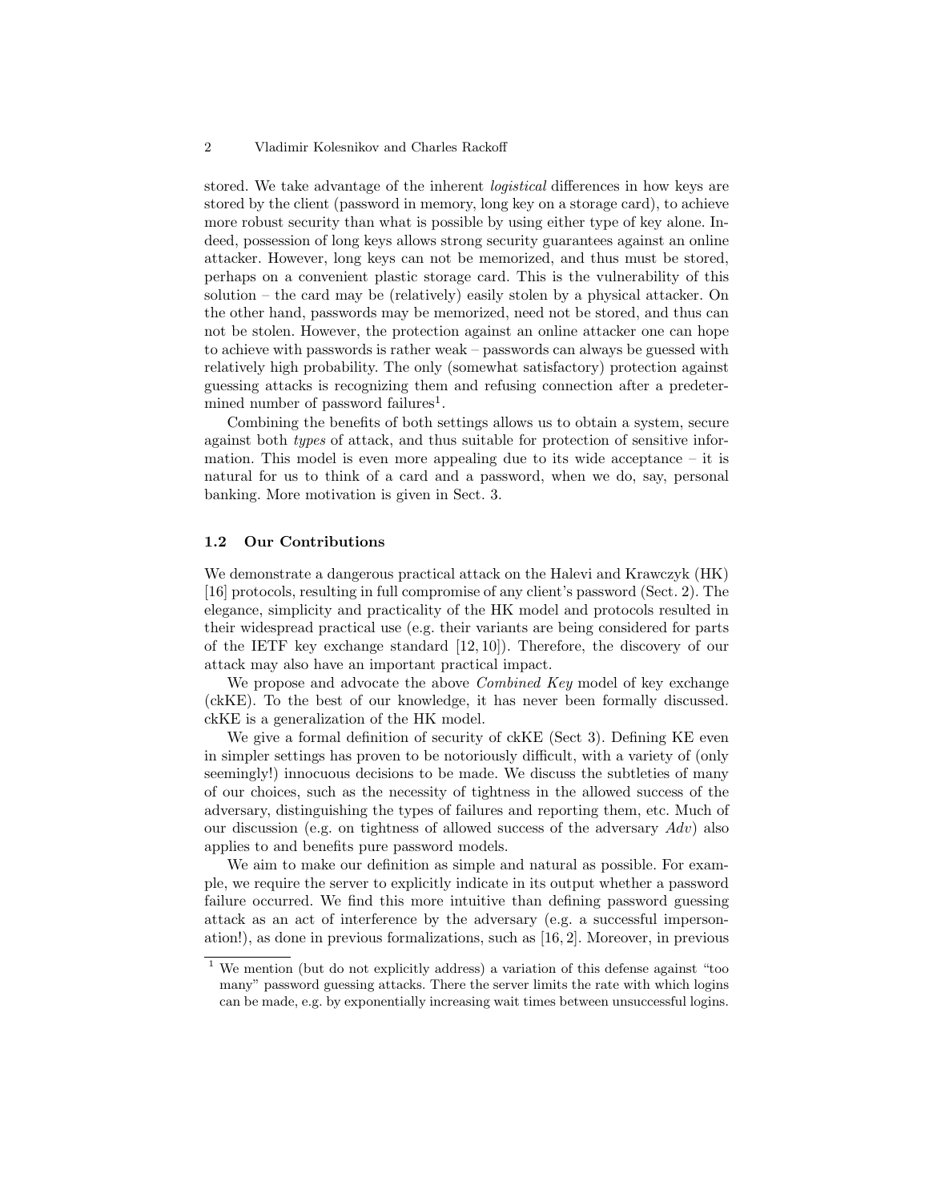stored. We take advantage of the inherent *logistical* differences in how keys are stored by the client (password in memory, long key on a storage card), to achieve more robust security than what is possible by using either type of key alone. Indeed, possession of long keys allows strong security guarantees against an online attacker. However, long keys can not be memorized, and thus must be stored, perhaps on a convenient plastic storage card. This is the vulnerability of this solution – the card may be (relatively) easily stolen by a physical attacker. On the other hand, passwords may be memorized, need not be stored, and thus can not be stolen. However, the protection against an online attacker one can hope to achieve with passwords is rather weak – passwords can always be guessed with relatively high probability. The only (somewhat satisfactory) protection against guessing attacks is recognizing them and refusing connection after a predetermined number of password failures[1].

Combining the benefits of both settings allows us to obtain a system, secure against both *types* of attack, and thus suitable for protection of sensitive information. This model is even more appealing due to its wide acceptance – it is natural for us to think of a card and a password, when we do, say, personal banking. More motivation is given in Sect. 3.

### 1.2 Our Contributions

We demonstrate a dangerous practical attack on the Halevi and Krawczyk (HK) [16] protocols, resulting in full compromise of any client's password (Sect. 2). The elegance, simplicity and practicality of the HK model and protocols resulted in their widespread practical use (e.g. their variants are being considered for parts of the IETF key exchange standard [12, 10]). Therefore, the discovery of our attack may also have an important practical impact.

We propose and advocate the above *Combined Key* model of key exchange (ckKE). To the best of our knowledge, it has never been formally discussed. ckKE is a generalization of the HK model.

We give a formal definition of security of ckKE (Sect 3). Defining KE even in simpler settings has proven to be notoriously difficult, with a variety of (only seemingly!) innocuous decisions to be made. We discuss the subtleties of many of our choices, such as the necessity of tightness in the allowed success of the adversary, distinguishing the types of failures and reporting them, etc. Much of our discussion (e.g. on tightness of allowed success of the adversary *Adv*) also applies to and benefits pure password models.

We aim to make our definition as simple and natural as possible. For example, we require the server to explicitly indicate in its output whether a password failure occurred. We find this more intuitive than defining password guessing attack as an act of interference by the adversary (e.g. a successful impersonation!), as done in previous formalizations, such as [16, 2]. Moreover, in previous

[1] We mention (but do not explicitly address) a variation of this defense against "too many" password guessing attacks. There the server limits the rate with which logins can be made, e.g. by exponentially increasing wait times between unsuccessful logins.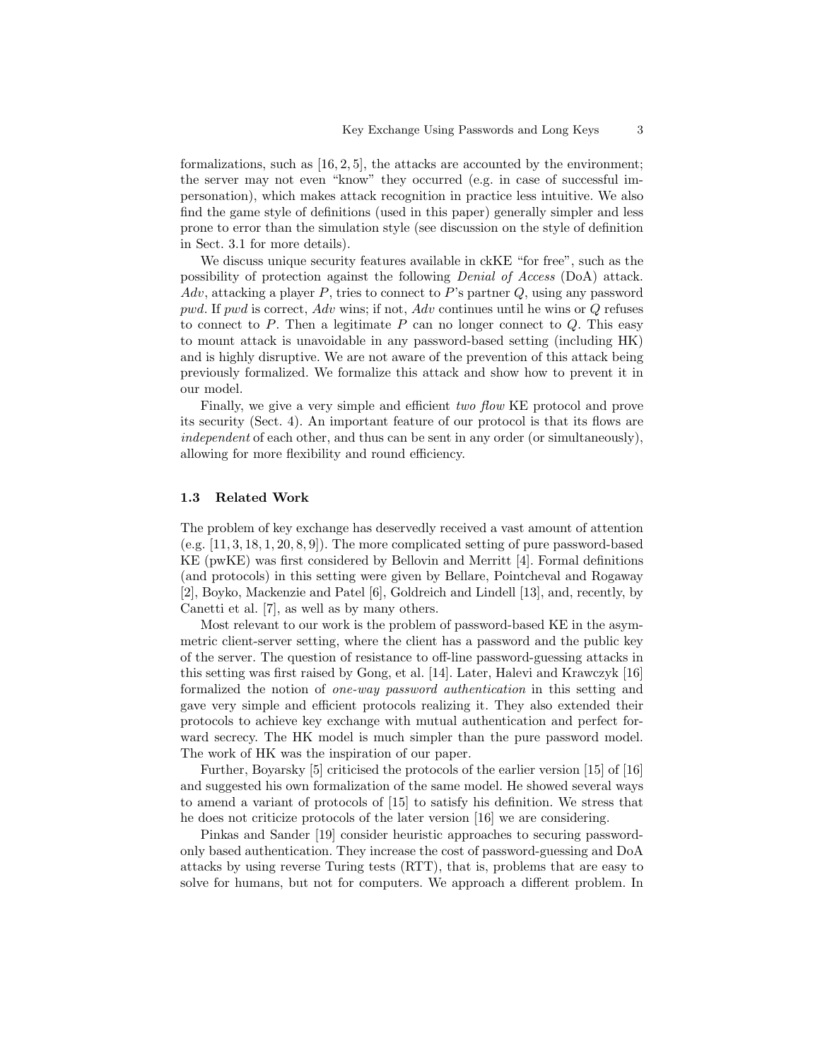formalizations, such as [16, 2, 5], the attacks are accounted by the environment; the server may not even "know" they occurred (e.g. in case of successful impersonation), which makes attack recognition in practice less intuitive. We also find the game style of definitions (used in this paper) generally simpler and less prone to error than the simulation style (see discussion on the style of definition in Sect. 3.1 for more details).

We discuss unique security features available in ckKE "for free", such as the possibility of protection against the following *Denial of Access* (DoA) attack. *Adv*, attacking a player $P$, tries to connect to $P$'s partner $Q$, using any password *pwd*. If *pwd* is correct, *Adv* wins; if not, *Adv* continues until he wins or $Q$ refuses to connect to $P$. Then a legitimate $P$ can no longer connect to $Q$. This easy to mount attack is unavoidable in any password-based setting (including HK) and is highly disruptive. We are not aware of the prevention of this attack being previously formalized. We formalize this attack and show how to prevent it in our model.

Finally, we give a very simple and efficient *two flow* KE protocol and prove its security (Sect. 4). An important feature of our protocol is that its flows are *independent* of each other, and thus can be sent in any order (or simultaneously), allowing for more flexibility and round efficiency.

### 1.3 Related Work

The problem of key exchange has deservedly received a vast amount of attention (e.g. [11, 3, 18, 1, 20, 8, 9]). The more complicated setting of pure password-based KE (pwKE) was first considered by Bellovin and Merritt [4]. Formal definitions (and protocols) in this setting were given by Bellare, Pointcheval and Rogaway [2], Boyko, Mackenzie and Patel [6], Goldreich and Lindell [13], and, recently, by Canetti et al. [7], as well as by many others.

Most relevant to our work is the problem of password-based KE in the asymmetric client-server setting, where the client has a password and the public key of the server. The question of resistance to off-line password-guessing attacks in this setting was first raised by Gong, et al. [14]. Later, Halevi and Krawczyk [16] formalized the notion of *one-way password authentication* in this setting and gave very simple and efficient protocols realizing it. They also extended their protocols to achieve key exchange with mutual authentication and perfect forward secrecy. The HK model is much simpler than the pure password model. The work of HK was the inspiration of our paper.

Further, Boyarsky [5] criticised the protocols of the earlier version [15] of [16] and suggested his own formalization of the same model. He showed several ways to amend a variant of protocols of [15] to satisfy his definition. We stress that he does not criticize protocols of the later version [16] we are considering.

Pinkas and Sander [19] consider heuristic approaches to securing password-only based authentication. They increase the cost of password-guessing and DoA attacks by using reverse Turing tests (RTT), that is, problems that are easy to solve for humans, but not for computers. We approach a different problem. In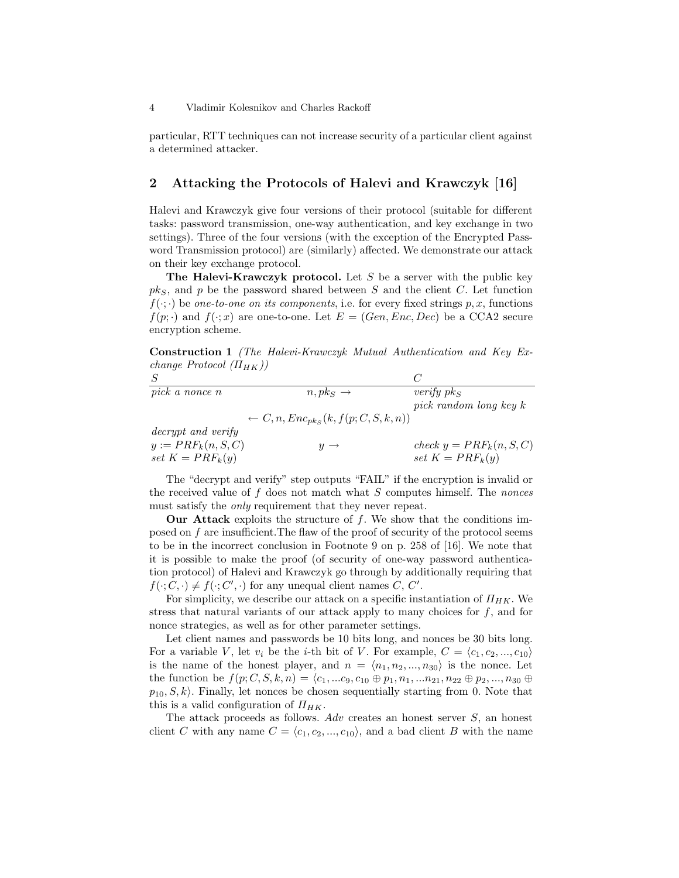particular, RTT techniques can not increase security of a particular client against a determined attacker.

## 2 Attacking the Protocols of Halevi and Krawczyk [16]

Halevi and Krawczyk give four versions of their protocol (suitable for different tasks: password transmission, one-way authentication, and key exchange in two settings). Three of the four versions (with the exception of the Encrypted Password Transmission protocol) are (similarly) affected. We demonstrate our attack on their key exchange protocol.

**The Halevi-Krawczyk protocol.** Let $S$ be a server with the public key $pk_S$, and $p$ be the password shared between $S$ and the client $C$. Let function $f(\cdot;\cdot)$ be *one-to-one on its components*, i.e. for every fixed strings $p, x$, functions $f(p;\cdot)$ and $f(\cdot;x)$ are one-to-one. Let $E = (Gen, Enc, Dec)$ be a CCA2 secure encryption scheme.

**Construction 1** *(The Halevi-Krawczyk Mutual Authentication and Key Exchange Protocol ($\Pi_{HK}$))*

| $S$ | | $C$ |
|---|---|---|
| *pick a nonce* $n$ | $n, pk_S \rightarrow$ | *verify* $pk_S$ |
| | | *pick random long key* $k$ |
| | $\leftarrow C, n, Enc_{pk_S}(k, f(p; C, S, k, n))$ | |
| *decrypt and verify* | | |
| $y := PRF_k(n, S, C)$ | $y \rightarrow$ | *check* $y = PRF_k(n, S, C)$ |
| *set* $K = PRF_k(y)$ | | *set* $K = PRF_k(y)$ |

The "decrypt and verify" step outputs "FAIL" if the encryption is invalid or the received value of $f$ does not match what $S$ computes himself. The *nonces* must satisfy the *only* requirement that they never repeat.

**Our Attack** exploits the structure of $f$. We show that the conditions imposed on $f$ are insufficient.The flaw of the proof of security of the protocol seems to be in the incorrect conclusion in Footnote 9 on p. 258 of [16]. We note that it is possible to make the proof (of security of one-way password authentication protocol) of Halevi and Krawczyk go through by additionally requiring that $f(\cdot; C, \cdot) \neq f(\cdot; C', \cdot)$ for any unequal client names $C$, $C'$.

For simplicity, we describe our attack on a specific instantiation of $\Pi_{HK}$. We stress that natural variants of our attack apply to many choices for $f$, and for nonce strategies, as well as for other parameter settings.

Let client names and passwords be 10 bits long, and nonces be 30 bits long. For a variable $V$, let $v_i$ be the $i$-th bit of $V$. For example, $C = \langle c_1, c_2, ..., c_{10} \rangle$ is the name of the honest player, and $n = \langle n_1, n_2, ..., n_{30} \rangle$ is the nonce. Let the function be $f(p; C, S, k, n) = \langle c_1, ... c_9, c_{10} \oplus p_1, n_1, ... n_{21}, n_{22} \oplus p_2, ..., n_{30} \oplus p_{10}, S, k \rangle$. Finally, let nonces be chosen sequentially starting from 0. Note that this is a valid configuration of $\Pi_{HK}$.

The attack proceeds as follows. $Adv$ creates an honest server $S$, an honest client $C$ with any name $C = \langle c_1, c_2, ..., c_{10} \rangle$, and a bad client $B$ with the name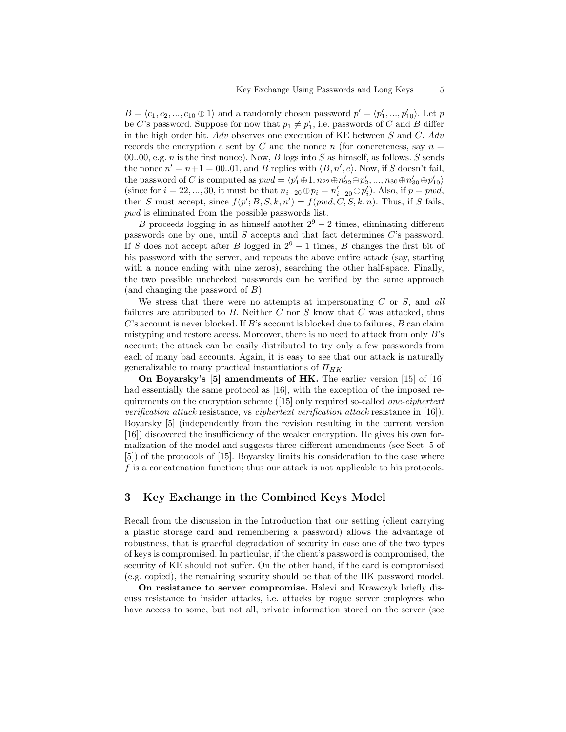$B = \langle c_1, c_2, ..., c_{10} \oplus 1 \rangle$ and a randomly chosen password $p' = \langle p'_1, ..., p'_{10} \rangle$. Let $p$ be $C$'s password. Suppose for now that $p_1 \neq p'_1$, i.e. passwords of $C$ and $B$ differ in the high order bit. $Adv$ observes one execution of KE between $S$ and $C$. $Adv$ records the encryption $e$ sent by $C$ and the nonce $n$ (for concreteness, say $n =$ 00..00, e.g. $n$ is the first nonce). Now, $B$ logs into $S$ as himself, as follows. $S$ sends the nonce $n' = n+1 =$ 00..01, and $B$ replies with $\langle B, n', e \rangle$. Now, if $S$ doesn't fail, the password of $C$ is computed as $pwd = \langle p'_1 \oplus 1, n_{22} \oplus n'_{22} \oplus p'_2, ..., n_{30} \oplus n'_{30} \oplus p'_{10} \rangle$ (since for $i = 22, ..., 30$, it must be that $n_{i-20} \oplus p_i = n'_{i-20} \oplus p'_i$). Also, if $p = pwd$, then $S$ must accept, since $f(p'; B, S, k, n') = f(pwd, C, S, k, n)$. Thus, if $S$ fails, $pwd$ is eliminated from the possible passwords list.

$B$ proceeds logging in as himself another $2^9 - 2$ times, eliminating different passwords one by one, until $S$ accepts and that fact determines $C$'s password. If $S$ does not accept after $B$ logged in $2^9 - 1$ times, $B$ changes the first bit of his password with the server, and repeats the above entire attack (say, starting with a nonce ending with nine zeros), searching the other half-space. Finally, the two possible unchecked passwords can be verified by the same approach (and changing the password of $B$).

We stress that there were no attempts at impersonating $C$ or $S$, and *all* failures are attributed to $B$. Neither $C$ nor $S$ know that $C$ was attacked, thus $C$'s account is never blocked. If $B$'s account is blocked due to failures, $B$ can claim mistyping and restore access. Moreover, there is no need to attack from only $B$'s account; the attack can be easily distributed to try only a few passwords from each of many bad accounts. Again, it is easy to see that our attack is naturally generalizable to many practical instantiations of $\Pi_{HK}$.

**On Boyarsky's [5] amendments of HK.** The earlier version [15] of [16] had essentially the same protocol as [16], with the exception of the imposed requirements on the encryption scheme ([15] only required so-called *one-ciphertext verification attack* resistance, vs *ciphertext verification attack* resistance in [16]). Boyarsky [5] (independently from the revision resulting in the current version [16]) discovered the insufficiency of the weaker encryption. He gives his own formalization of the model and suggests three different amendments (see Sect. 5 of [5]) of the protocols of [15]. Boyarsky limits his consideration to the case where $f$ is a concatenation function; thus our attack is not applicable to his protocols.

## 3 Key Exchange in the Combined Keys Model

Recall from the discussion in the Introduction that our setting (client carrying a plastic storage card and remembering a password) allows the advantage of robustness, that is graceful degradation of security in case one of the two types of keys is compromised. In particular, if the client's password is compromised, the security of KE should not suffer. On the other hand, if the card is compromised (e.g. copied), the remaining security should be that of the HK password model.

**On resistance to server compromise.** Halevi and Krawczyk briefly discuss resistance to insider attacks, i.e. attacks by rogue server employees who have access to some, but not all, private information stored on the server (see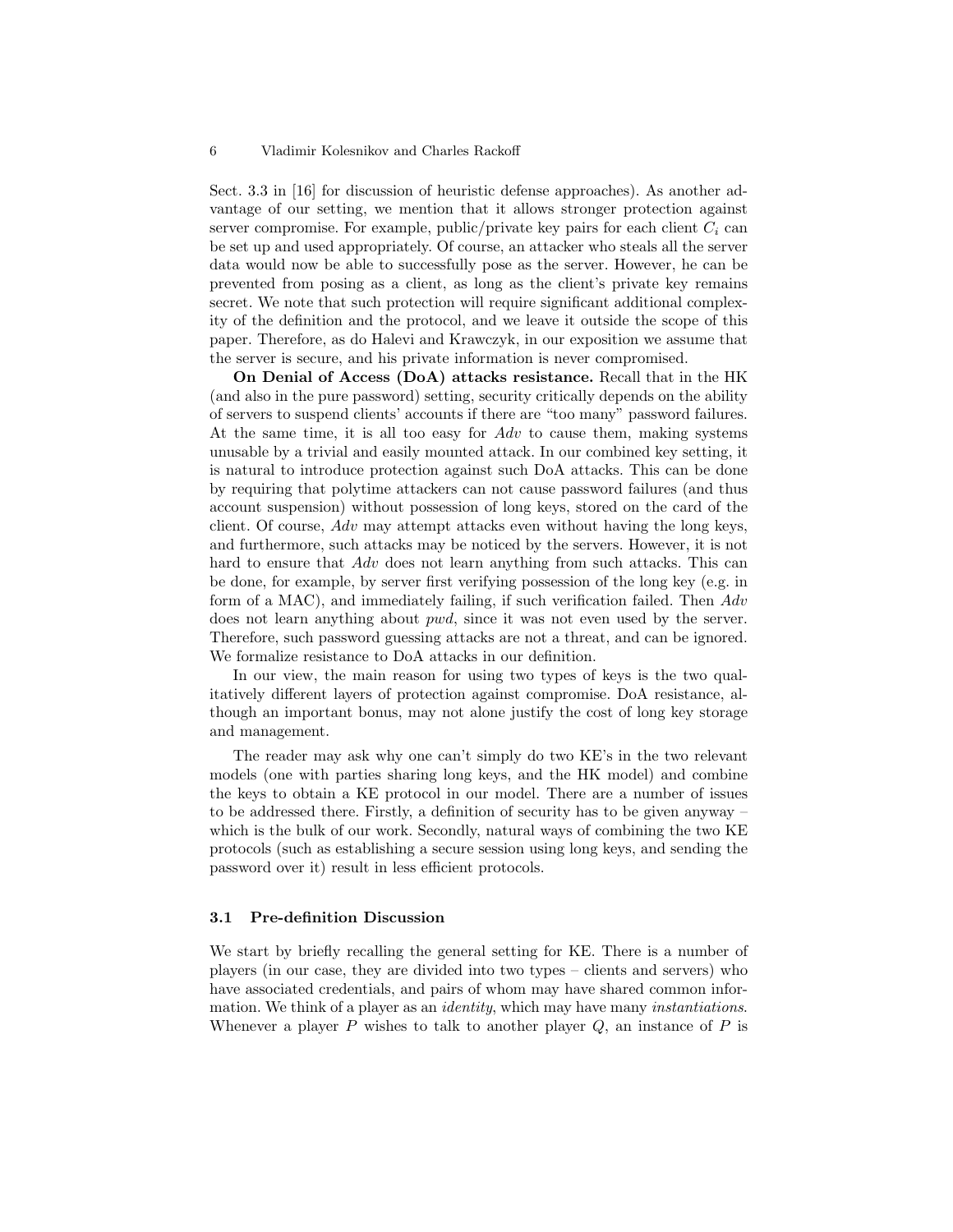Sect. 3.3 in [16] for discussion of heuristic defense approaches). As another advantage of our setting, we mention that it allows stronger protection against server compromise. For example, public/private key pairs for each client $C_i$ can be set up and used appropriately. Of course, an attacker who steals all the server data would now be able to successfully pose as the server. However, he can be prevented from posing as a client, as long as the client's private key remains secret. We note that such protection will require significant additional complexity of the definition and the protocol, and we leave it outside the scope of this paper. Therefore, as do Halevi and Krawczyk, in our exposition we assume that the server is secure, and his private information is never compromised.

**On Denial of Access (DoA) attacks resistance.** Recall that in the HK (and also in the pure password) setting, security critically depends on the ability of servers to suspend clients' accounts if there are "too many" password failures. At the same time, it is all too easy for *Adv* to cause them, making systems unusable by a trivial and easily mounted attack. In our combined key setting, it is natural to introduce protection against such DoA attacks. This can be done by requiring that polytime attackers can not cause password failures (and thus account suspension) without possession of long keys, stored on the card of the client. Of course, *Adv* may attempt attacks even without having the long keys, and furthermore, such attacks may be noticed by the servers. However, it is not hard to ensure that *Adv* does not learn anything from such attacks. This can be done, for example, by server first verifying possession of the long key (e.g. in form of a MAC), and immediately failing, if such verification failed. Then *Adv* does not learn anything about *pwd*, since it was not even used by the server. Therefore, such password guessing attacks are not a threat, and can be ignored. We formalize resistance to DoA attacks in our definition.

In our view, the main reason for using two types of keys is the two qualitatively different layers of protection against compromise. DoA resistance, although an important bonus, may not alone justify the cost of long key storage and management.

The reader may ask why one can't simply do two KE's in the two relevant models (one with parties sharing long keys, and the HK model) and combine the keys to obtain a KE protocol in our model. There are a number of issues to be addressed there. Firstly, a definition of security has to be given anyway – which is the bulk of our work. Secondly, natural ways of combining the two KE protocols (such as establishing a secure session using long keys, and sending the password over it) result in less efficient protocols.

### 3.1 Pre-definition Discussion

We start by briefly recalling the general setting for KE. There is a number of players (in our case, they are divided into two types – clients and servers) who have associated credentials, and pairs of whom may have shared common information. We think of a player as an *identity*, which may have many *instantiations*. Whenever a player $P$ wishes to talk to another player $Q$, an instance of $P$ is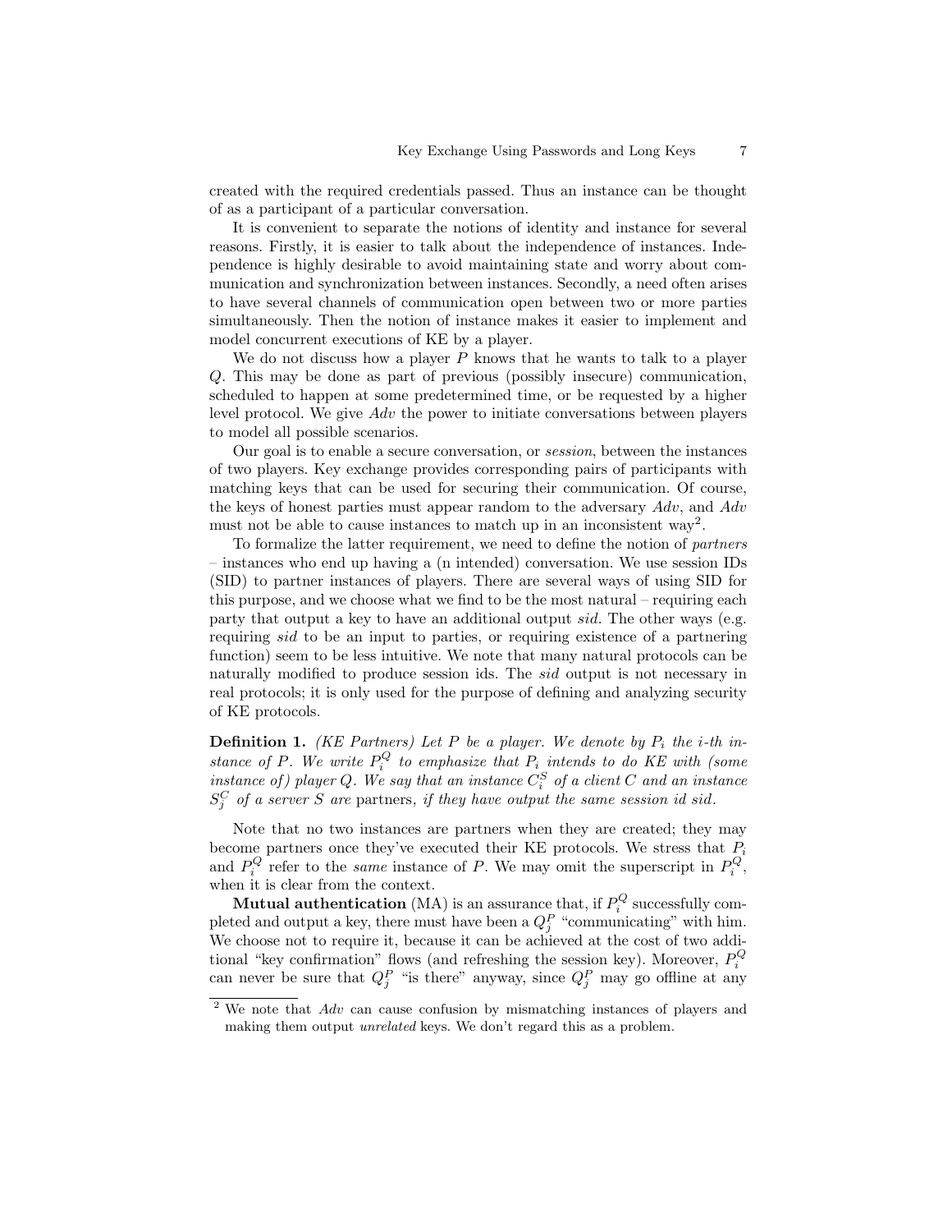created with the required credentials passed. Thus an instance can be thought of as a participant of a particular conversation.

It is convenient to separate the notions of identity and instance for several reasons. Firstly, it is easier to talk about the independence of instances. Independence is highly desirable to avoid maintaining state and worry about communication and synchronization between instances. Secondly, a need often arises to have several channels of communication open between two or more parties simultaneously. Then the notion of instance makes it easier to implement and model concurrent executions of KE by a player.

We do not discuss how a player $P$ knows that he wants to talk to a player $Q$. This may be done as part of previous (possibly insecure) communication, scheduled to happen at some predetermined time, or be requested by a higher level protocol. We give *Adv* the power to initiate conversations between players to model all possible scenarios.

Our goal is to enable a secure conversation, or *session*, between the instances of two players. Key exchange provides corresponding pairs of participants with matching keys that can be used for securing their communication. Of course, the keys of honest parties must appear random to the adversary *Adv*, and *Adv* must not be able to cause instances to match up in an inconsistent way[2].

To formalize the latter requirement, we need to define the notion of *partners* – instances who end up having a (n intended) conversation. We use session IDs (SID) to partner instances of players. There are several ways of using SID for this purpose, and we choose what we find to be the most natural – requiring each party that output a key to have an additional output *sid*. The other ways (e.g. requiring *sid* to be an input to parties, or requiring existence of a partnering function) seem to be less intuitive. We note that many natural protocols can be naturally modified to produce session ids. The *sid* output is not necessary in real protocols; it is only used for the purpose of defining and analyzing security of KE protocols.

**Definition 1.** *(KE Partners) Let $P$ be a player. We denote by $P_i$ the $i$-th instance of $P$. We write $P_i^Q$ to emphasize that $P_i$ intends to do KE with (some instance of) player $Q$. We say that an instance $C_i^S$ of a client $C$ and an instance $S_j^C$ of a server $S$ are* partners*, if they have output the same session id sid.*

Note that no two instances are partners when they are created; they may become partners once they've executed their KE protocols. We stress that $P_i$ and $P_i^Q$ refer to the *same* instance of $P$. We may omit the superscript in $P_i^Q$, when it is clear from the context.

**Mutual authentication** (MA) is an assurance that, if $P_i^Q$ successfully completed and output a key, there must have been a $Q_j^P$ "communicating" with him. We choose not to require it, because it can be achieved at the cost of two additional "key confirmation" flows (and refreshing the session key). Moreover, $P_i^Q$ can never be sure that $Q_j^P$ "is there" anyway, since $Q_j^P$ may go offline at any

[2] We note that *Adv* can cause confusion by mismatching instances of players and making them output *unrelated* keys. We don't regard this as a problem.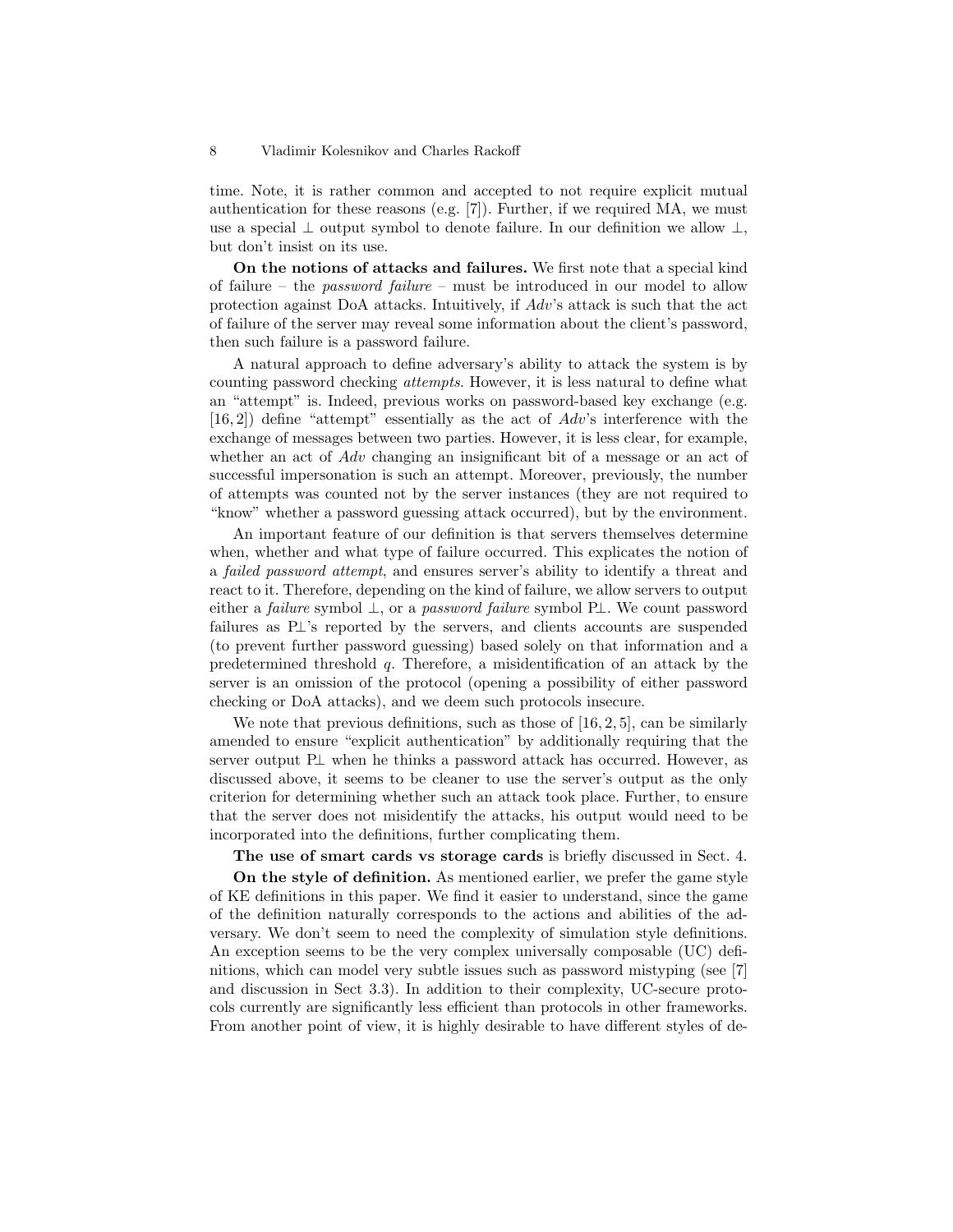time. Note, it is rather common and accepted to not require explicit mutual authentication for these reasons (e.g. [7]). Further, if we required MA, we must use a special $\perp$ output symbol to denote failure. In our definition we allow $\perp$, but don't insist on its use.

**On the notions of attacks and failures.** We first note that a special kind of failure – the *password failure* – must be introduced in our model to allow protection against DoA attacks. Intuitively, if *Adv*'s attack is such that the act of failure of the server may reveal some information about the client's password, then such failure is a password failure.

A natural approach to define adversary's ability to attack the system is by counting password checking *attempts*. However, it is less natural to define what an "attempt" is. Indeed, previous works on password-based key exchange (e.g. [16, 2]) define "attempt" essentially as the act of *Adv*'s interference with the exchange of messages between two parties. However, it is less clear, for example, whether an act of *Adv* changing an insignificant bit of a message or an act of successful impersonation is such an attempt. Moreover, previously, the number of attempts was counted not by the server instances (they are not required to "know" whether a password guessing attack occurred), but by the environment.

An important feature of our definition is that servers themselves determine when, whether and what type of failure occurred. This explicates the notion of a *failed password attempt*, and ensures server's ability to identify a threat and react to it. Therefore, depending on the kind of failure, we allow servers to output either a *failure* symbol $\perp$, or a *password failure* symbol P$\perp$. We count password failures as P$\perp$'s reported by the servers, and clients accounts are suspended (to prevent further password guessing) based solely on that information and a predetermined threshold $q$. Therefore, a misidentification of an attack by the server is an omission of the protocol (opening a possibility of either password checking or DoA attacks), and we deem such protocols insecure.

We note that previous definitions, such as those of [16, 2, 5], can be similarly amended to ensure "explicit authentication" by additionally requiring that the server output P$\perp$ when he thinks a password attack has occurred. However, as discussed above, it seems to be cleaner to use the server's output as the only criterion for determining whether such an attack took place. Further, to ensure that the server does not misidentify the attacks, his output would need to be incorporated into the definitions, further complicating them.

**The use of smart cards vs storage cards** is briefly discussed in Sect. 4.

**On the style of definition.** As mentioned earlier, we prefer the game style of KE definitions in this paper. We find it easier to understand, since the game of the definition naturally corresponds to the actions and abilities of the adversary. We don't seem to need the complexity of simulation style definitions. An exception seems to be the very complex universally composable (UC) definitions, which can model very subtle issues such as password mistyping (see [7] and discussion in Sect 3.3). In addition to their complexity, UC-secure protocols currently are significantly less efficient than protocols in other frameworks. From another point of view, it is highly desirable to have different styles of de-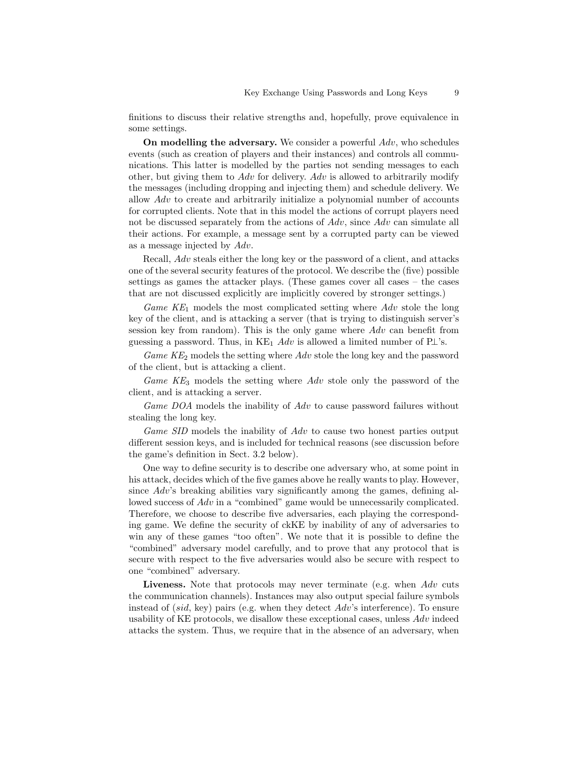finitions to discuss their relative strengths and, hopefully, prove equivalence in some settings.

**On modelling the adversary.** We consider a powerful *Adv*, who schedules events (such as creation of players and their instances) and controls all communications. This latter is modelled by the parties not sending messages to each other, but giving them to *Adv* for delivery. *Adv* is allowed to arbitrarily modify the messages (including dropping and injecting them) and schedule delivery. We allow *Adv* to create and arbitrarily initialize a polynomial number of accounts for corrupted clients. Note that in this model the actions of corrupt players need not be discussed separately from the actions of *Adv*, since *Adv* can simulate all their actions. For example, a message sent by a corrupted party can be viewed as a message injected by *Adv*.

Recall, *Adv* steals either the long key or the password of a client, and attacks one of the several security features of the protocol. We describe the (five) possible settings as games the attacker plays. (These games cover all cases – the cases that are not discussed explicitly are implicitly covered by stronger settings.)

*Game* $KE_1$ models the most complicated setting where *Adv* stole the long key of the client, and is attacking a server (that is trying to distinguish server's session key from random). This is the only game where *Adv* can benefit from guessing a password. Thus, in $\mathrm{KE}_1$ *Adv* is allowed a limited number of $\mathrm{P}\bot$'s.

*Game* $KE_2$ models the setting where *Adv* stole the long key and the password of the client, but is attacking a client.

*Game* $KE_3$ models the setting where *Adv* stole only the password of the client, and is attacking a server.

*Game DOA* models the inability of *Adv* to cause password failures without stealing the long key.

*Game SID* models the inability of *Adv* to cause two honest parties output different session keys, and is included for technical reasons (see discussion before the game's definition in Sect. 3.2 below).

One way to define security is to describe one adversary who, at some point in his attack, decides which of the five games above he really wants to play. However, since *Adv*'s breaking abilities vary significantly among the games, defining allowed success of *Adv* in a "combined" game would be unnecessarily complicated. Therefore, we choose to describe five adversaries, each playing the corresponding game. We define the security of ckKE by inability of any of adversaries to win any of these games "too often". We note that it is possible to define the "combined" adversary model carefully, and to prove that any protocol that is secure with respect to the five adversaries would also be secure with respect to one "combined" adversary.

**Liveness.** Note that protocols may never terminate (e.g. when *Adv* cuts the communication channels). Instances may also output special failure symbols instead of (*sid*, key) pairs (e.g. when they detect *Adv*'s interference). To ensure usability of KE protocols, we disallow these exceptional cases, unless *Adv* indeed attacks the system. Thus, we require that in the absence of an adversary, when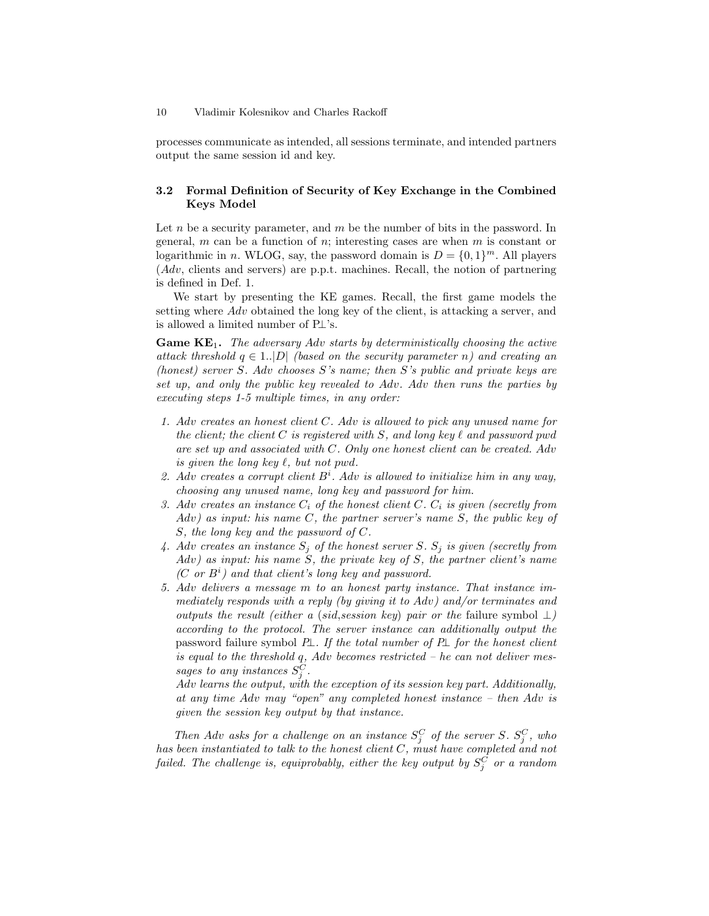processes communicate as intended, all sessions terminate, and intended partners output the same session id and key.

### 3.2 Formal Definition of Security of Key Exchange in the Combined Keys Model

Let $n$ be a security parameter, and $m$ be the number of bits in the password. In general, $m$ can be a function of $n$; interesting cases are when $m$ is constant or logarithmic in $n$. WLOG, say, the password domain is $D = \{0,1\}^m$. All players ($Adv$, clients and servers) are p.p.t. machines. Recall, the notion of partnering is defined in Def. 1.

We start by presenting the KE games. Recall, the first game models the setting where $Adv$ obtained the long key of the client, is attacking a server, and is allowed a limited number of P⊥'s.

**Game KE$_1$.** *The adversary $Adv$ starts by deterministically choosing the active attack threshold $q \in 1..|D|$ (based on the security parameter $n$) and creating an (honest) server $S$. $Adv$ chooses $S$'s name; then $S$'s public and private keys are set up, and only the public key revealed to $Adv$. $Adv$ then runs the parties by executing steps 1-5 multiple times, in any order:*

1. *$Adv$ creates an honest client $C$. $Adv$ is allowed to pick any unused name for the client; the client $C$ is registered with $S$, and long key $\ell$ and password $pwd$ are set up and associated with $C$. Only one honest client can be created. $Adv$ is given the long key $\ell$, but not $pwd$.*
2. *$Adv$ creates a corrupt client $B^i$. $Adv$ is allowed to initialize him in any way, choosing any unused name, long key and password for him.*
3. *$Adv$ creates an instance $C_i$ of the honest client $C$. $C_i$ is given (secretly from $Adv$) as input: his name $C$, the partner server's name $S$, the public key of $S$, the long key and the password of $C$.*
4. *$Adv$ creates an instance $S_j$ of the honest server $S$. $S_j$ is given (secretly from $Adv$) as input: his name $S$, the private key of $S$, the partner client's name ($C$ or $B^i$) and that client's long key and password.*
5. *$Adv$ delivers a message $m$ to an honest party instance. That instance immediately responds with a reply (by giving it to $Adv$) and/or terminates and outputs the result (either a ($sid$,session key) pair or the* failure symbol $\perp$*) according to the protocol. The server instance can additionally output the* password failure symbol *P⊥. If the total number of P⊥ for the honest client is equal to the threshold $q$, $Adv$ becomes restricted – he can not deliver messages to any instances $S_j^C$.*
   *$Adv$ learns the output, with the exception of its session key part. Additionally, at any time $Adv$ may "open" any completed honest instance – then $Adv$ is given the session key output by that instance.*

*Then $Adv$ asks for a challenge on an instance $S_j^C$ of the server $S$. $S_j^C$, who has been instantiated to talk to the honest client $C$, must have completed and not failed. The challenge is, equiprobably, either the key output by $S_j^C$ or a random*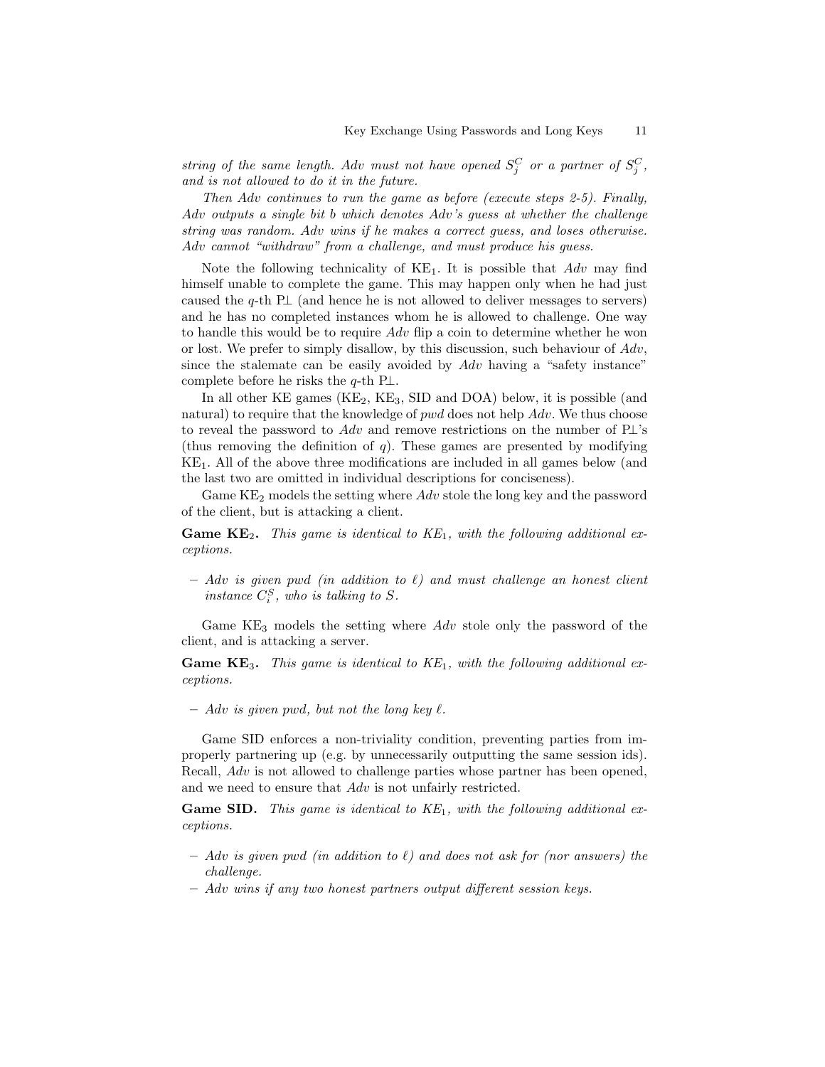*string of the same length. Adv must not have opened $S_j^C$ or a partner of $S_j^C$, and is not allowed to do it in the future.*

*Then Adv continues to run the game as before (execute steps 2-5). Finally, Adv outputs a single bit b which denotes Adv's guess at whether the challenge string was random. Adv wins if he makes a correct guess, and loses otherwise. Adv cannot "withdraw" from a challenge, and must produce his guess.*

Note the following technicality of $\text{KE}_1$. It is possible that *Adv* may find himself unable to complete the game. This may happen only when he had just caused the $q$-th $\text{P}\bot$ (and hence he is not allowed to deliver messages to servers) and he has no completed instances whom he is allowed to challenge. One way to handle this would be to require *Adv* flip a coin to determine whether he won or lost. We prefer to simply disallow, by this discussion, such behaviour of *Adv*, since the stalemate can be easily avoided by *Adv* having a "safety instance" complete before he risks the $q$-th $\text{P}\bot$.

In all other KE games ($\text{KE}_2$, $\text{KE}_3$, SID and DOA) below, it is possible (and natural) to require that the knowledge of *pwd* does not help *Adv*. We thus choose to reveal the password to *Adv* and remove restrictions on the number of $\text{P}\bot$'s (thus removing the definition of $q$). These games are presented by modifying $\text{KE}_1$. All of the above three modifications are included in all games below (and the last two are omitted in individual descriptions for conciseness).

Game $\text{KE}_2$ models the setting where *Adv* stole the long key and the password of the client, but is attacking a client.

**Game $\textbf{KE}_2$.** *This game is identical to $KE_1$, with the following additional exceptions.*

- *Adv is given pwd (in addition to $\ell$) and must challenge an honest client instance $C_i^S$, who is talking to S.*

Game $\text{KE}_3$ models the setting where *Adv* stole only the password of the client, and is attacking a server.

**Game $\textbf{KE}_3$.** *This game is identical to $KE_1$, with the following additional exceptions.*

- *Adv is given pwd, but not the long key $\ell$.*

Game SID enforces a non-triviality condition, preventing parties from improperly partnering up (e.g. by unnecessarily outputting the same session ids). Recall, *Adv* is not allowed to challenge parties whose partner has been opened, and we need to ensure that *Adv* is not unfairly restricted.

**Game SID.** *This game is identical to $KE_1$, with the following additional exceptions.*

- *Adv is given pwd (in addition to $\ell$) and does not ask for (nor answers) the challenge.*
- *Adv wins if any two honest partners output different session keys.*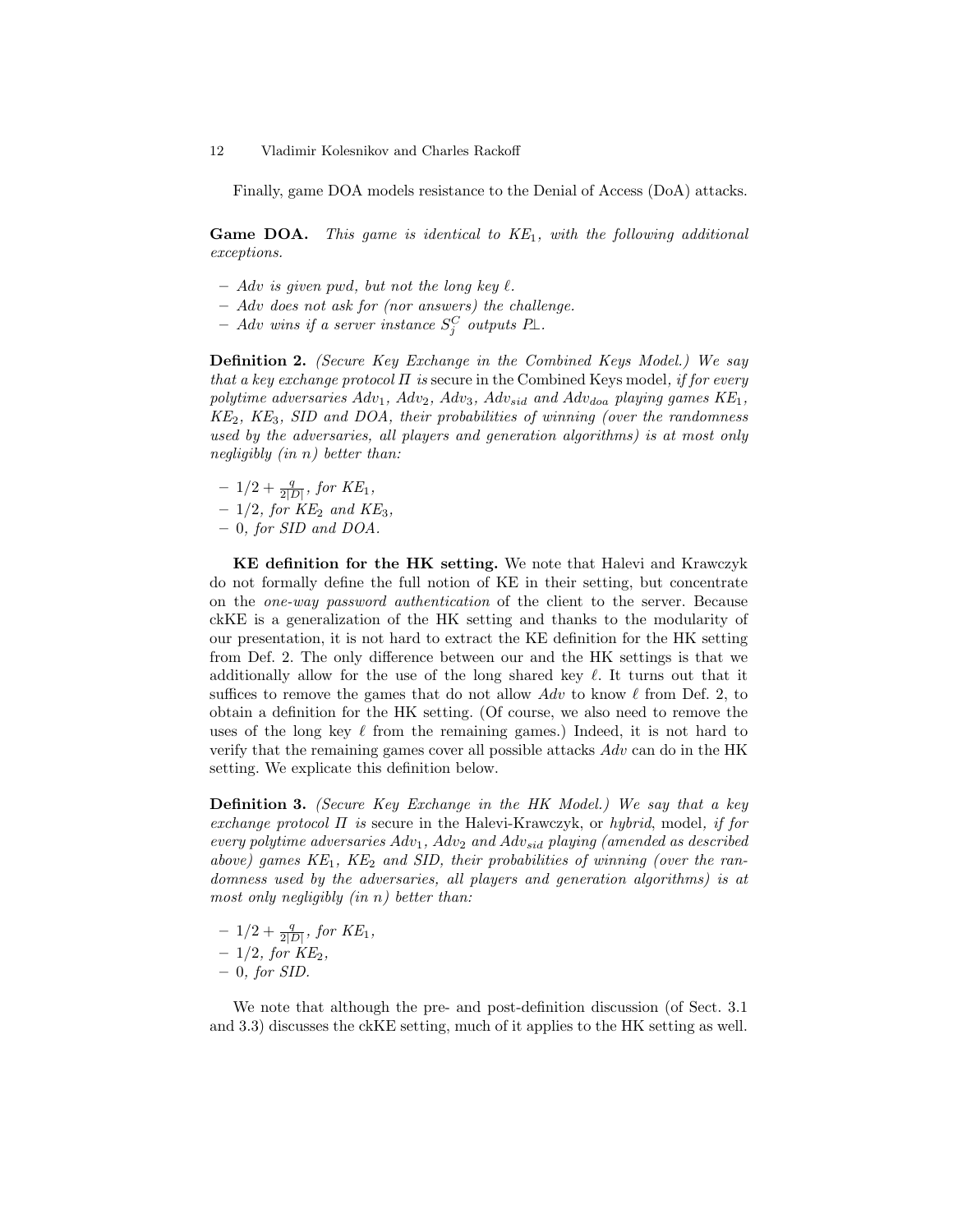Finally, game DOA models resistance to the Denial of Access (DoA) attacks.

**Game DOA.** *This game is identical to $KE_1$, with the following additional exceptions.*

- *Adv is given pwd, but not the long key $\ell$.*
- *Adv does not ask for (nor answers) the challenge.*
- *Adv wins if a server instance $S_j^C$ outputs $P\bot$.*

**Definition 2.** *(Secure Key Exchange in the Combined Keys Model.) We say that a key exchange protocol $\Pi$ is* secure in the Combined Keys model*, if for every polytime adversaries $Adv_1$, $Adv_2$, $Adv_3$, $Adv_{sid}$ and $Adv_{doa}$ playing games $KE_1$, $KE_2$, $KE_3$, SID and DOA, their probabilities of winning (over the randomness used by the adversaries, all players and generation algorithms) is at most only negligibly (in n) better than:*

- *$1/2 + \frac{q}{2|D|}$, for $KE_1$,*
- *$1/2$, for $KE_2$ and $KE_3$,*
- *0, for SID and DOA.*

**KE definition for the HK setting.** We note that Halevi and Krawczyk do not formally define the full notion of KE in their setting, but concentrate on the *one-way password authentication* of the client to the server. Because ckKE is a generalization of the HK setting and thanks to the modularity of our presentation, it is not hard to extract the KE definition for the HK setting from Def. 2. The only difference between our and the HK settings is that we additionally allow for the use of the long shared key $\ell$. It turns out that it suffices to remove the games that do not allow *Adv* to know $\ell$ from Def. 2, to obtain a definition for the HK setting. (Of course, we also need to remove the uses of the long key $\ell$ from the remaining games.) Indeed, it is not hard to verify that the remaining games cover all possible attacks *Adv* can do in the HK setting. We explicate this definition below.

**Definition 3.** *(Secure Key Exchange in the HK Model.) We say that a key exchange protocol $\Pi$ is* secure in the Halevi-Krawczyk, or *hybrid*, model*, if for every polytime adversaries $Adv_1$, $Adv_2$ and $Adv_{sid}$ playing (amended as described above) games $KE_1$, $KE_2$ and SID, their probabilities of winning (over the randomness used by the adversaries, all players and generation algorithms) is at most only negligibly (in n) better than:*

- *$1/2 + \frac{q}{2|D|}$, for $KE_1$,*
- *$1/2$, for $KE_2$,*
- *0, for SID.*

We note that although the pre- and post-definition discussion (of Sect. 3.1 and 3.3) discusses the ckKE setting, much of it applies to the HK setting as well.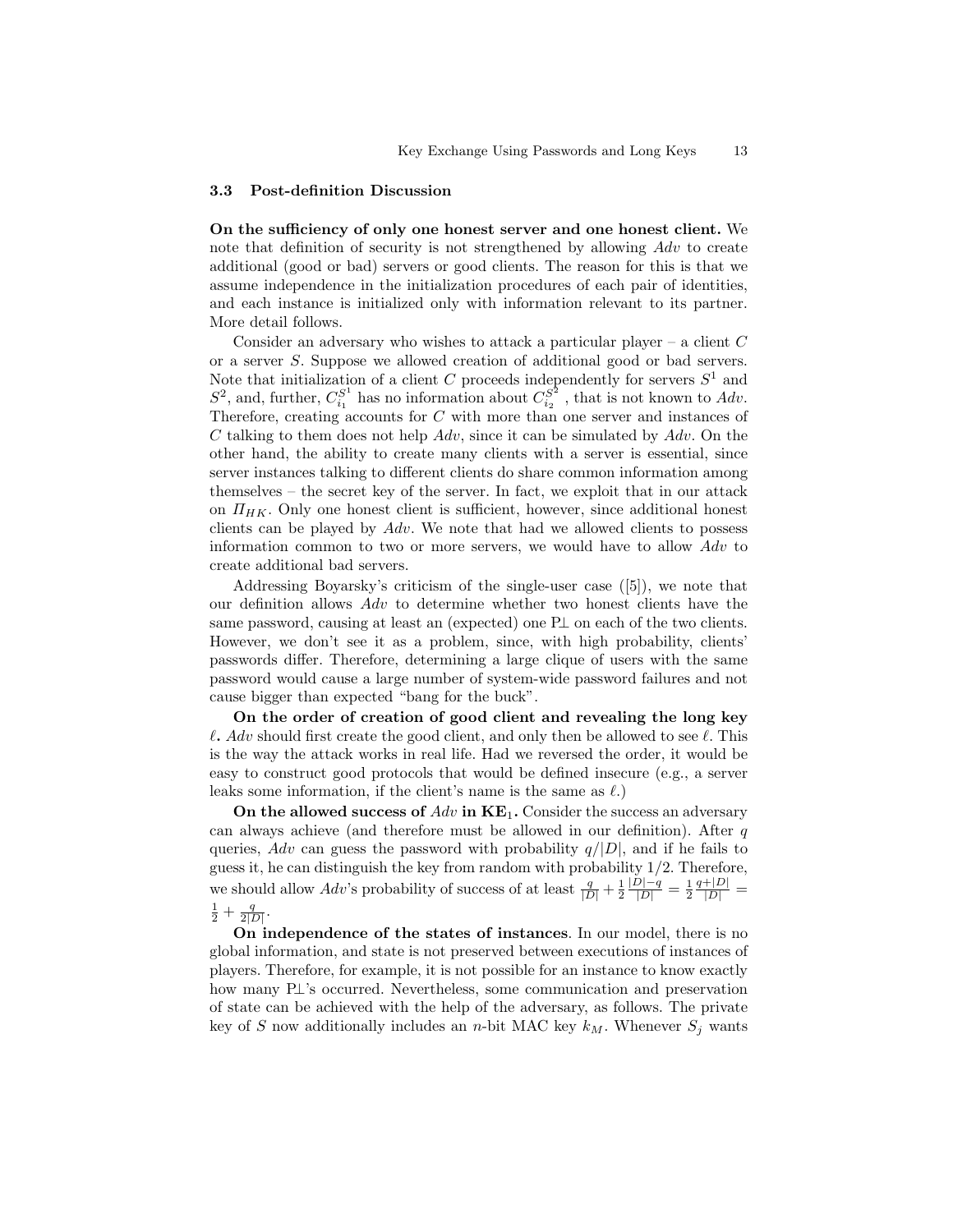### 3.3 Post-definition Discussion

**On the sufficiency of only one honest server and one honest client.** We note that definition of security is not strengthened by allowing *Adv* to create additional (good or bad) servers or good clients. The reason for this is that we assume independence in the initialization procedures of each pair of identities, and each instance is initialized only with information relevant to its partner. More detail follows.

Consider an adversary who wishes to attack a particular player – a client $C$ or a server $S$. Suppose we allowed creation of additional good or bad servers. Note that initialization of a client $C$ proceeds independently for servers $S^1$ and $S^2$, and, further, $C_{i_1}^{S^1}$ has no information about $C_{i_2}^{S^2}$ , that is not known to *Adv*. Therefore, creating accounts for $C$ with more than one server and instances of $C$ talking to them does not help *Adv*, since it can be simulated by *Adv*. On the other hand, the ability to create many clients with a server is essential, since server instances talking to different clients do share common information among themselves – the secret key of the server. In fact, we exploit that in our attack on $\Pi_{HK}$. Only one honest client is sufficient, however, since additional honest clients can be played by *Adv*. We note that had we allowed clients to possess information common to two or more servers, we would have to allow *Adv* to create additional bad servers.

Addressing Boyarsky's criticism of the single-user case ([5]), we note that our definition allows *Adv* to determine whether two honest clients have the same password, causing at least an (expected) one P$\perp$ on each of the two clients. However, we don't see it as a problem, since, with high probability, clients' passwords differ. Therefore, determining a large clique of users with the same password would cause a large number of system-wide password failures and not cause bigger than expected "bang for the buck".

**On the order of creation of good client and revealing the long key $\ell$.** *Adv* should first create the good client, and only then be allowed to see $\ell$. This is the way the attack works in real life. Had we reversed the order, it would be easy to construct good protocols that would be defined insecure (e.g., a server leaks some information, if the client's name is the same as $\ell$.)

**On the allowed success of *Adv* in KE$_1$.** Consider the success an adversary can always achieve (and therefore must be allowed in our definition). After $q$ queries, *Adv* can guess the password with probability $q/|D|$, and if he fails to guess it, he can distinguish the key from random with probability $1/2$. Therefore, we should allow *Adv*'s probability of success of at least $\frac{q}{|D|} + \frac{1}{2}\frac{|D|-q}{|D|} = \frac{1}{2}\frac{q+|D|}{|D|} = \frac{1}{2} + \frac{q}{2|D|}$.

**On independence of the states of instances**. In our model, there is no global information, and state is not preserved between executions of instances of players. Therefore, for example, it is not possible for an instance to know exactly how many P$\perp$'s occurred. Nevertheless, some communication and preservation of state can be achieved with the help of the adversary, as follows. The private key of $S$ now additionally includes an $n$-bit MAC key $k_M$. Whenever $S_j$ wants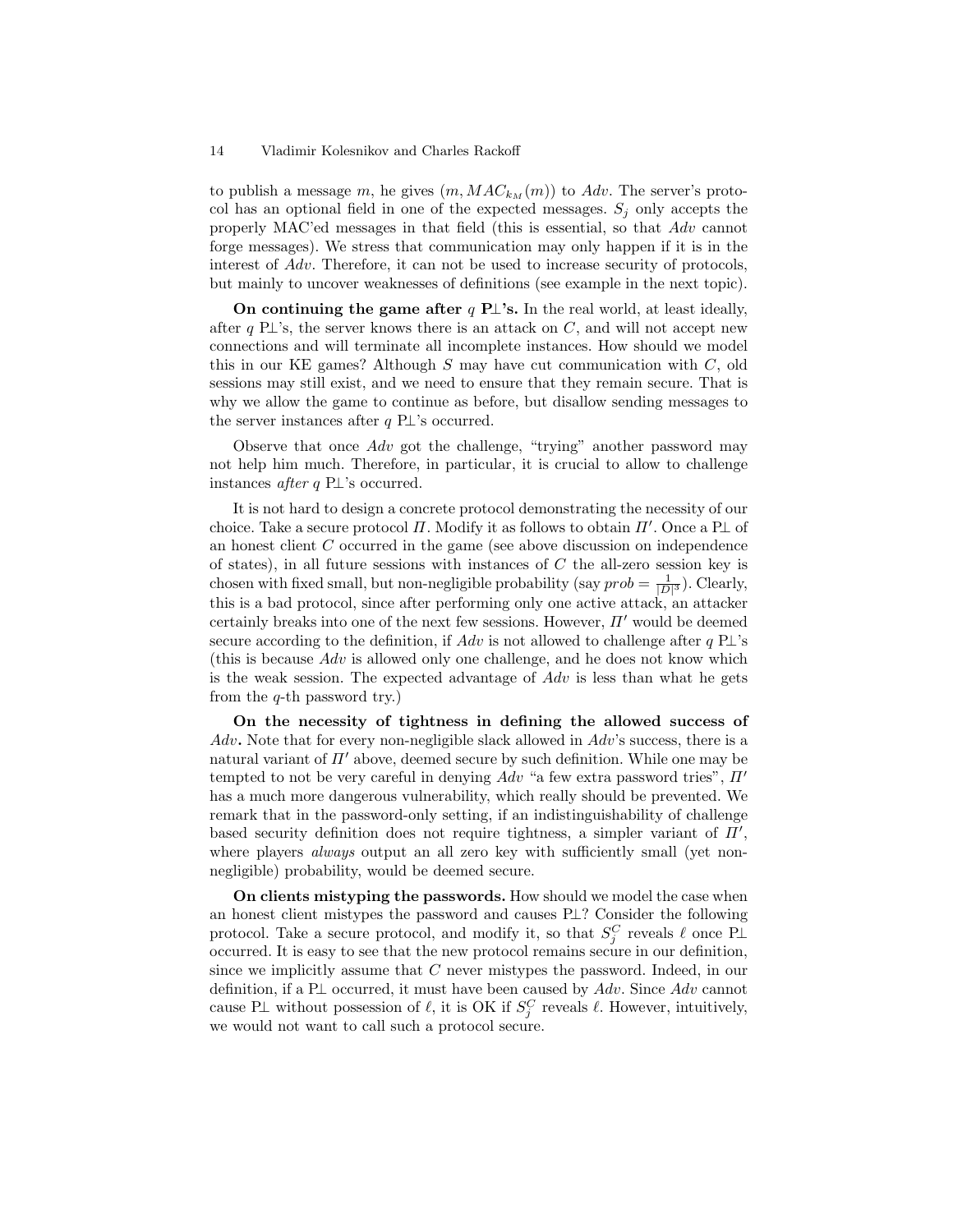to publish a message $m$, he gives $(m, MAC_{k_M}(m))$ to $Adv$. The server's protocol has an optional field in one of the expected messages. $S_j$ only accepts the properly MAC'ed messages in that field (this is essential, so that $Adv$ cannot forge messages). We stress that communication may only happen if it is in the interest of $Adv$. Therefore, it can not be used to increase security of protocols, but mainly to uncover weaknesses of definitions (see example in the next topic).

**On continuing the game after $q$ P$\perp$'s.** In the real world, at least ideally, after $q$ P$\perp$'s, the server knows there is an attack on $C$, and will not accept new connections and will terminate all incomplete instances. How should we model this in our KE games? Although $S$ may have cut communication with $C$, old sessions may still exist, and we need to ensure that they remain secure. That is why we allow the game to continue as before, but disallow sending messages to the server instances after $q$ P$\perp$'s occurred.

Observe that once $Adv$ got the challenge, "trying" another password may not help him much. Therefore, in particular, it is crucial to allow to challenge instances *after* $q$ P$\perp$'s occurred.

It is not hard to design a concrete protocol demonstrating the necessity of our choice. Take a secure protocol $\Pi$. Modify it as follows to obtain $\Pi'$. Once a P$\perp$ of an honest client $C$ occurred in the game (see above discussion on independence of states), in all future sessions with instances of $C$ the all-zero session key is chosen with fixed small, but non-negligible probability (say $prob = \frac{1}{|D|^3}$). Clearly, this is a bad protocol, since after performing only one active attack, an attacker certainly breaks into one of the next few sessions. However, $\Pi'$ would be deemed secure according to the definition, if $Adv$ is not allowed to challenge after $q$ P$\perp$'s (this is because $Adv$ is allowed only one challenge, and he does not know which is the weak session. The expected advantage of $Adv$ is less than what he gets from the $q$-th password try.)

**On the necessity of tightness in defining the allowed success of $Adv$.** Note that for every non-negligible slack allowed in $Adv$'s success, there is a natural variant of $\Pi'$ above, deemed secure by such definition. While one may be tempted to not be very careful in denying $Adv$ "a few extra password tries", $\Pi'$ has a much more dangerous vulnerability, which really should be prevented. We remark that in the password-only setting, if an indistinguishability of challenge based security definition does not require tightness, a simpler variant of $\Pi'$, where players *always* output an all zero key with sufficiently small (yet non-negligible) probability, would be deemed secure.

**On clients mistyping the passwords.** How should we model the case when an honest client mistypes the password and causes P$\perp$? Consider the following protocol. Take a secure protocol, and modify it, so that $S_j^C$ reveals $\ell$ once P$\perp$ occurred. It is easy to see that the new protocol remains secure in our definition, since we implicitly assume that $C$ never mistypes the password. Indeed, in our definition, if a P$\perp$ occurred, it must have been caused by $Adv$. Since $Adv$ cannot cause P$\perp$ without possession of $\ell$, it is OK if $S_j^C$ reveals $\ell$. However, intuitively, we would not want to call such a protocol secure.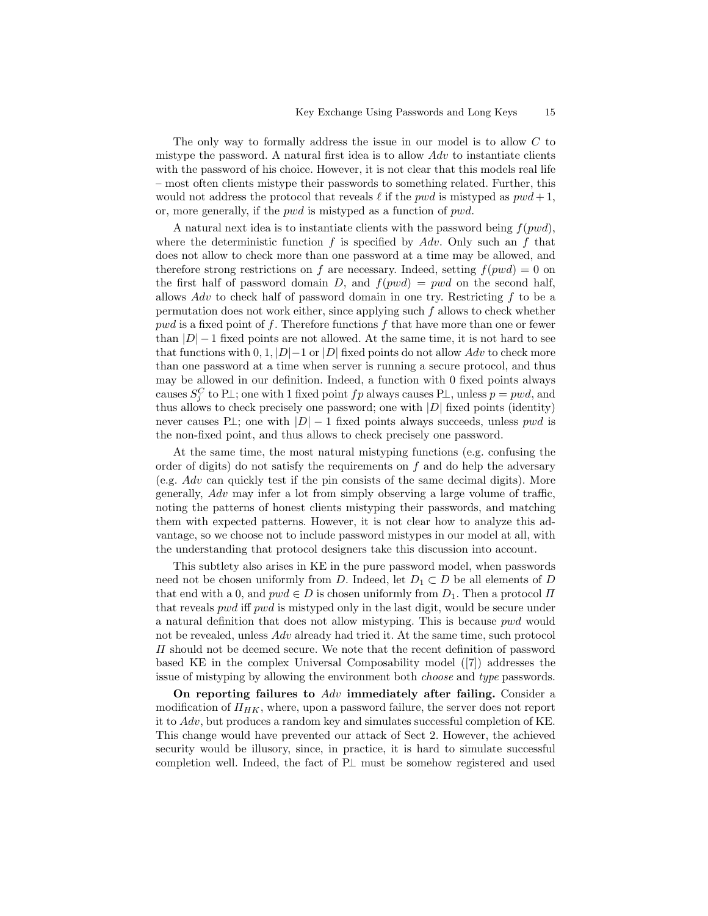The only way to formally address the issue in our model is to allow $C$ to mistype the password. A natural first idea is to allow $Adv$ to instantiate clients with the password of his choice. However, it is not clear that this models real life – most often clients mistype their passwords to something related. Further, this would not address the protocol that reveals $\ell$ if the $pwd$ is mistyped as $pwd + 1$, or, more generally, if the $pwd$ is mistyped as a function of $pwd$.

A natural next idea is to instantiate clients with the password being $f(pwd)$, where the deterministic function $f$ is specified by $Adv$. Only such an $f$ that does not allow to check more than one password at a time may be allowed, and therefore strong restrictions on $f$ are necessary. Indeed, setting $f(pwd) = 0$ on the first half of password domain $D$, and $f(pwd) = pwd$ on the second half, allows $Adv$ to check half of password domain in one try. Restricting $f$ to be a permutation does not work either, since applying such $f$ allows to check whether $pwd$ is a fixed point of $f$. Therefore functions $f$ that have more than one or fewer than $|D|-1$ fixed points are not allowed. At the same time, it is not hard to see that functions with $0, 1, |D|-1$ or $|D|$ fixed points do not allow $Adv$ to check more than one password at a time when server is running a secure protocol, and thus may be allowed in our definition. Indeed, a function with 0 fixed points always causes $S_j^C$ to P⊥; one with 1 fixed point $fp$ always causes P⊥, unless $p = pwd$, and thus allows to check precisely one password; one with $|D|$ fixed points (identity) never causes P⊥; one with $|D|-1$ fixed points always succeeds, unless $pwd$ is the non-fixed point, and thus allows to check precisely one password.

At the same time, the most natural mistyping functions (e.g. confusing the order of digits) do not satisfy the requirements on $f$ and do help the adversary (e.g. $Adv$ can quickly test if the pin consists of the same decimal digits). More generally, $Adv$ may infer a lot from simply observing a large volume of traffic, noting the patterns of honest clients mistyping their passwords, and matching them with expected patterns. However, it is not clear how to analyze this advantage, so we choose not to include password mistypes in our model at all, with the understanding that protocol designers take this discussion into account.

This subtlety also arises in KE in the pure password model, when passwords need not be chosen uniformly from $D$. Indeed, let $D_1 \subset D$ be all elements of $D$ that end with a 0, and $pwd \in D$ is chosen uniformly from $D_1$. Then a protocol $\Pi$ that reveals $pwd$ iff $pwd$ is mistyped only in the last digit, would be secure under a natural definition that does not allow mistyping. This is because $pwd$ would not be revealed, unless $Adv$ already had tried it. At the same time, such protocol $\Pi$ should not be deemed secure. We note that the recent definition of password based KE in the complex Universal Composability model ([7]) addresses the issue of mistyping by allowing the environment both *choose* and *type* passwords.

**On reporting failures to $Adv$ immediately after failing.** Consider a modification of $\Pi_{HK}$, where, upon a password failure, the server does not report it to $Adv$, but produces a random key and simulates successful completion of KE. This change would have prevented our attack of Sect 2. However, the achieved security would be illusory, since, in practice, it is hard to simulate successful completion well. Indeed, the fact of P⊥ must be somehow registered and used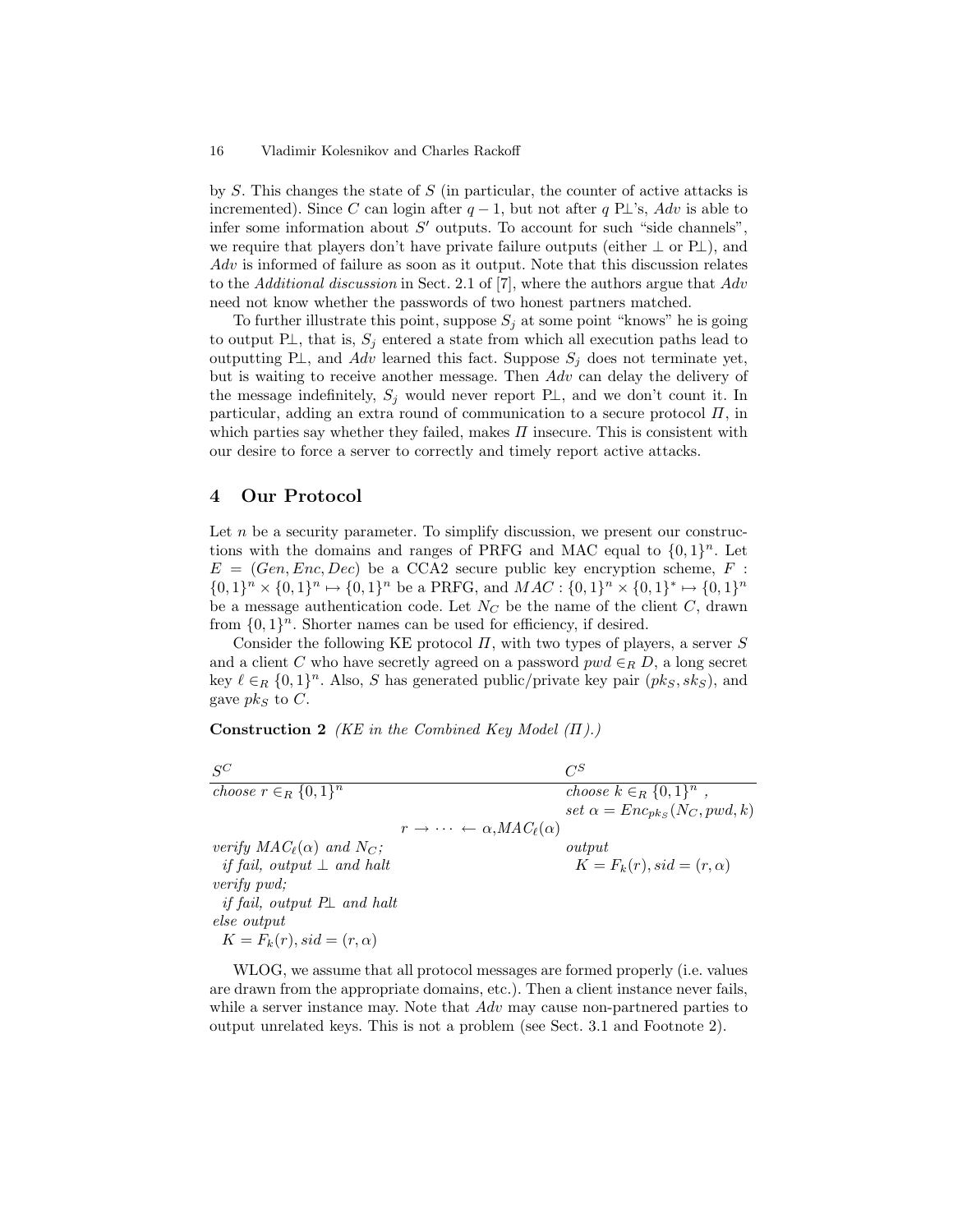by $S$. This changes the state of $S$ (in particular, the counter of active attacks is incremented). Since $C$ can login after $q-1$, but not after $q$ P$\perp$'s, $Adv$ is able to infer some information about $S'$ outputs. To account for such "side channels", we require that players don't have private failure outputs (either $\perp$ or P$\perp$), and $Adv$ is informed of failure as soon as it output. Note that this discussion relates to the *Additional discussion* in Sect. 2.1 of [7], where the authors argue that $Adv$ need not know whether the passwords of two honest partners matched.

To further illustrate this point, suppose $S_j$ at some point "knows" he is going to output P$\perp$, that is, $S_j$ entered a state from which all execution paths lead to outputting P$\perp$, and $Adv$ learned this fact. Suppose $S_j$ does not terminate yet, but is waiting to receive another message. Then $Adv$ can delay the delivery of the message indefinitely, $S_j$ would never report P$\perp$, and we don't count it. In particular, adding an extra round of communication to a secure protocol $\Pi$, in which parties say whether they failed, makes $\Pi$ insecure. This is consistent with our desire to force a server to correctly and timely report active attacks.

# 4 Our Protocol

Let $n$ be a security parameter. To simplify discussion, we present our constructions with the domains and ranges of PRFG and MAC equal to $\{0,1\}^n$. Let $E = (Gen, Enc, Dec)$ be a CCA2 secure public key encryption scheme, $F : \{0,1\}^n \times \{0,1\}^n \mapsto \{0,1\}^n$ be a PRFG, and $MAC : \{0,1\}^n \times \{0,1\}^* \mapsto \{0,1\}^n$ be a message authentication code. Let $N_C$ be the name of the client $C$, drawn from $\{0,1\}^n$. Shorter names can be used for efficiency, if desired.

Consider the following KE protocol $\Pi$, with two types of players, a server $S$ and a client $C$ who have secretly agreed on a password $pwd \in_R D$, a long secret key $\ell \in_R \{0,1\}^n$. Also, $S$ has generated public/private key pair $(pk_S, sk_S)$, and gave $pk_S$ to $C$.

**Construction 2** *(KE in the Combined Key Model ($\Pi$).)*

| $S^C$ | | $C^S$ |
|---|---|---|
| *choose* $r \in_R \{0,1\}^n$ | | *choose* $k \in_R \{0,1\}^n$ , |
| | | *set* $\alpha = Enc_{pk_S}(N_C, pwd, k)$ |
| | $r \rightarrow \cdots \leftarrow \alpha, MAC_\ell(\alpha)$ | |
| *verify* $MAC_\ell(\alpha)$ *and* $N_C$; | | *output* |
| *if fail, output* $\perp$ *and halt* | | $K = F_k(r), sid = (r, \alpha)$ |
| *verify* $pwd$; | | |
| *if fail, output* P$\perp$ *and halt* | | |
| *else output* | | |
| $K = F_k(r), sid = (r, \alpha)$ | | |

WLOG, we assume that all protocol messages are formed properly (i.e. values are drawn from the appropriate domains, etc.). Then a client instance never fails, while a server instance may. Note that $Adv$ may cause non-partnered parties to output unrelated keys. This is not a problem (see Sect. 3.1 and Footnote 2).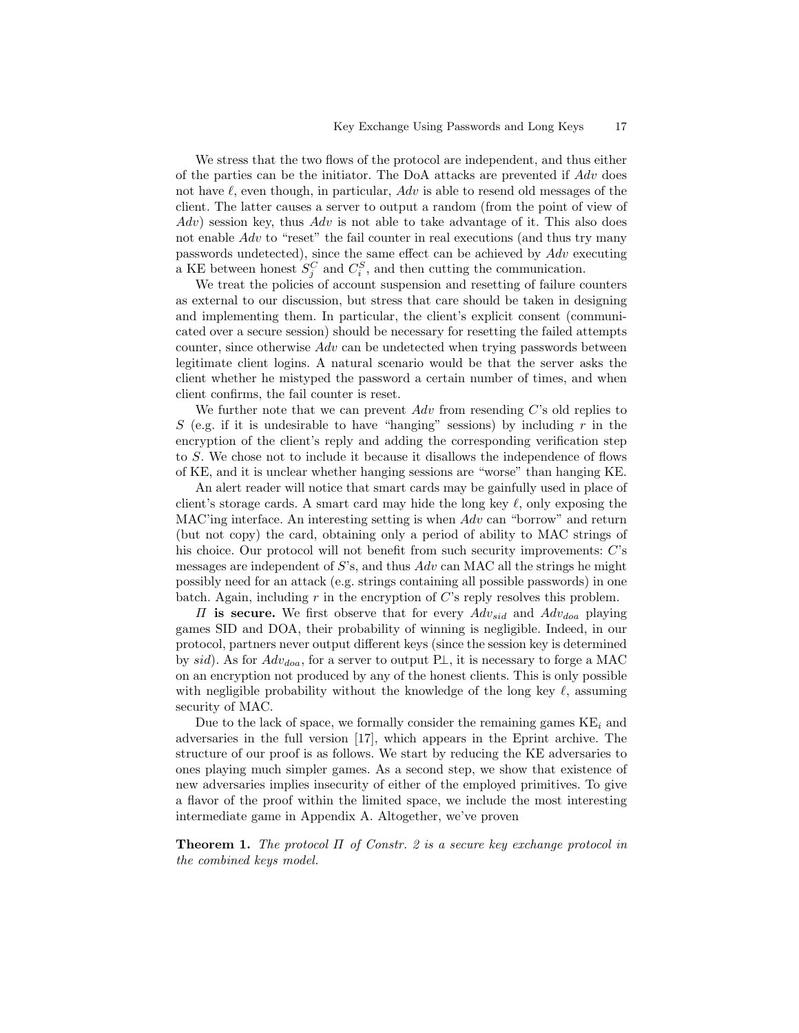We stress that the two flows of the protocol are independent, and thus either of the parties can be the initiator. The DoA attacks are prevented if *Adv* does not have $\ell$, even though, in particular, *Adv* is able to resend old messages of the client. The latter causes a server to output a random (from the point of view of *Adv*) session key, thus *Adv* is not able to take advantage of it. This also does not enable *Adv* to "reset" the fail counter in real executions (and thus try many passwords undetected), since the same effect can be achieved by *Adv* executing a KE between honest $S_j^C$ and $C_i^S$, and then cutting the communication.

We treat the policies of account suspension and resetting of failure counters as external to our discussion, but stress that care should be taken in designing and implementing them. In particular, the client's explicit consent (communicated over a secure session) should be necessary for resetting the failed attempts counter, since otherwise *Adv* can be undetected when trying passwords between legitimate client logins. A natural scenario would be that the server asks the client whether he mistyped the password a certain number of times, and when client confirms, the fail counter is reset.

We further note that we can prevent *Adv* from resending $C$'s old replies to $S$ (e.g. if it is undesirable to have "hanging" sessions) by including $r$ in the encryption of the client's reply and adding the corresponding verification step to $S$. We chose not to include it because it disallows the independence of flows of KE, and it is unclear whether hanging sessions are "worse" than hanging KE.

An alert reader will notice that smart cards may be gainfully used in place of client's storage cards. A smart card may hide the long key $\ell$, only exposing the MAC'ing interface. An interesting setting is when *Adv* can "borrow" and return (but not copy) the card, obtaining only a period of ability to MAC strings of his choice. Our protocol will not benefit from such security improvements: $C$'s messages are independent of $S$'s, and thus *Adv* can MAC all the strings he might possibly need for an attack (e.g. strings containing all possible passwords) in one batch. Again, including $r$ in the encryption of $C$'s reply resolves this problem.

***$\Pi$* is secure.** We first observe that for every $Adv_{sid}$ and $Adv_{doa}$ playing games SID and DOA, their probability of winning is negligible. Indeed, in our protocol, partners never output different keys (since the session key is determined by *sid*). As for $Adv_{doa}$, for a server to output P$\perp$, it is necessary to forge a MAC on an encryption not produced by any of the honest clients. This is only possible with negligible probability without the knowledge of the long key $\ell$, assuming security of MAC.

Due to the lack of space, we formally consider the remaining games $\text{KE}_i$ and adversaries in the full version [17], which appears in the Eprint archive. The structure of our proof is as follows. We start by reducing the KE adversaries to ones playing much simpler games. As a second step, we show that existence of new adversaries implies insecurity of either of the employed primitives. To give a flavor of the proof within the limited space, we include the most interesting intermediate game in Appendix A. Altogether, we've proven

**Theorem 1.** *The protocol $\Pi$ of Constr. 2 is a secure key exchange protocol in the combined keys model.*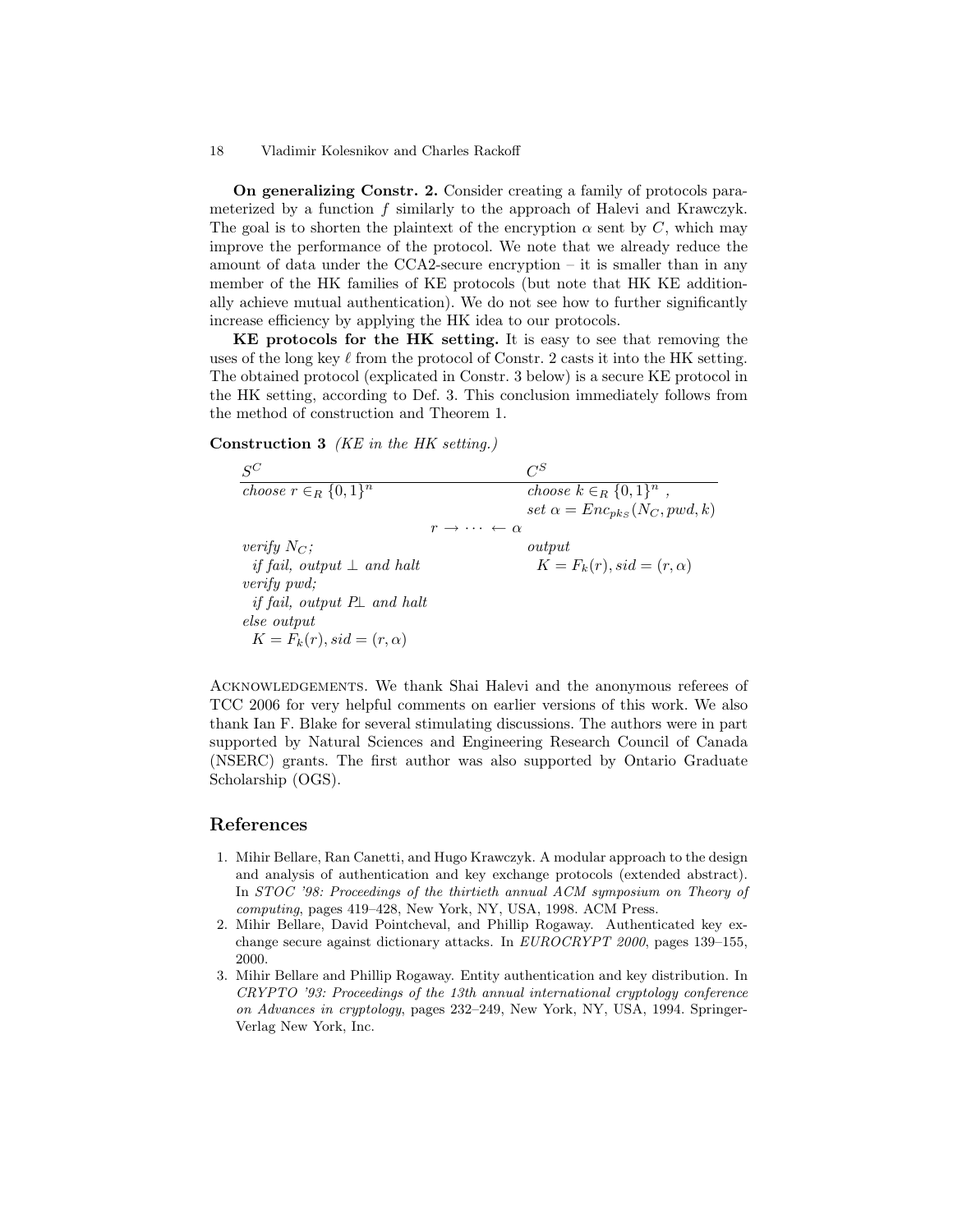**On generalizing Constr. 2.** Consider creating a family of protocols parameterized by a function $f$ similarly to the approach of Halevi and Krawczyk. The goal is to shorten the plaintext of the encryption $\alpha$ sent by $C$, which may improve the performance of the protocol. We note that we already reduce the amount of data under the CCA2-secure encryption – it is smaller than in any member of the HK families of KE protocols (but note that HK KE additionally achieve mutual authentication). We do not see how to further significantly increase efficiency by applying the HK idea to our protocols.

**KE protocols for the HK setting.** It is easy to see that removing the uses of the long key $\ell$ from the protocol of Constr. 2 casts it into the HK setting. The obtained protocol (explicated in Constr. 3 below) is a secure KE protocol in the HK setting, according to Def. 3. This conclusion immediately follows from the method of construction and Theorem 1.

**Construction 3** *(KE in the HK setting.)*

| $S^C$ | | $C^S$ |
|---|---|---|
| *choose* $r \in_R \{0,1\}^n$ | | *choose* $k \in_R \{0,1\}^n$ , |
| | | *set* $\alpha = Enc_{pk_S}(N_C, pwd, k)$ |
| | $r \rightarrow \cdots \leftarrow \alpha$ | |
| *verify* $N_C$; | | *output* |
| *if fail, output* $\perp$ *and halt* | | $K = F_k(r), sid = (r, \alpha)$ |
| *verify pwd;* | | |
| *if fail, output* $P\perp$ *and halt* | | |
| *else output* | | |
| $K = F_k(r), sid = (r, \alpha)$ | | |

Acknowledgements. We thank Shai Halevi and the anonymous referees of TCC 2006 for very helpful comments on earlier versions of this work. We also thank Ian F. Blake for several stimulating discussions. The authors were in part supported by Natural Sciences and Engineering Research Council of Canada (NSERC) grants. The first author was also supported by Ontario Graduate Scholarship (OGS).

## References

1. Mihir Bellare, Ran Canetti, and Hugo Krawczyk. A modular approach to the design and analysis of authentication and key exchange protocols (extended abstract). In *STOC '98: Proceedings of the thirtieth annual ACM symposium on Theory of computing*, pages 419–428, New York, NY, USA, 1998. ACM Press.
2. Mihir Bellare, David Pointcheval, and Phillip Rogaway. Authenticated key exchange secure against dictionary attacks. In *EUROCRYPT 2000*, pages 139–155, 2000.
3. Mihir Bellare and Phillip Rogaway. Entity authentication and key distribution. In *CRYPTO '93: Proceedings of the 13th annual international cryptology conference on Advances in cryptology*, pages 232–249, New York, NY, USA, 1994. Springer-Verlag New York, Inc.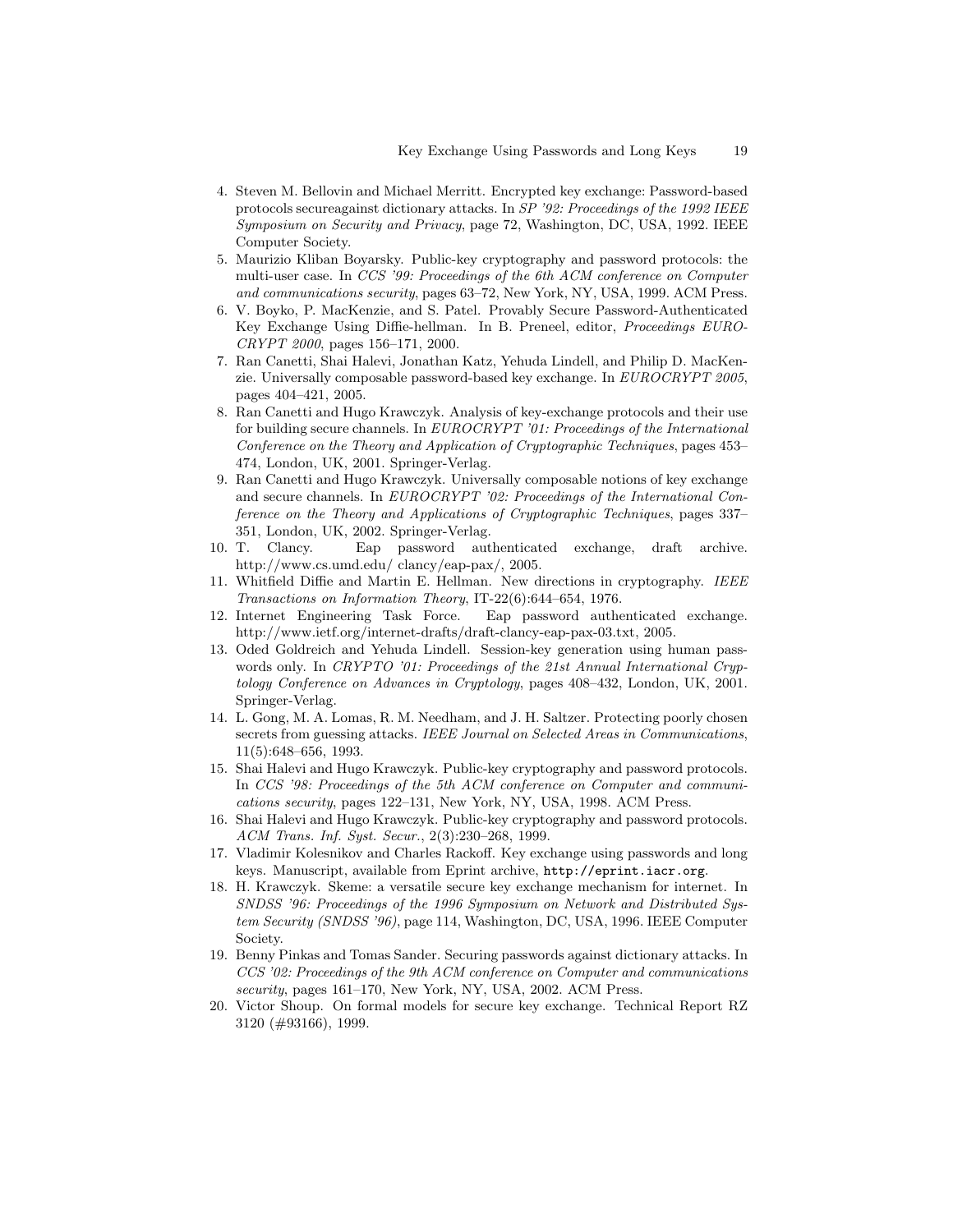4. Steven M. Bellovin and Michael Merritt. Encrypted key exchange: Password-based protocols secureagainst dictionary attacks. In *SP '92: Proceedings of the 1992 IEEE Symposium on Security and Privacy*, page 72, Washington, DC, USA, 1992. IEEE Computer Society.
5. Maurizio Kliban Boyarsky. Public-key cryptography and password protocols: the multi-user case. In *CCS '99: Proceedings of the 6th ACM conference on Computer and communications security*, pages 63–72, New York, NY, USA, 1999. ACM Press.
6. V. Boyko, P. MacKenzie, and S. Patel. Provably Secure Password-Authenticated Key Exchange Using Diffie-hellman. In B. Preneel, editor, *Proceedings EUROCRYPT 2000*, pages 156–171, 2000.
7. Ran Canetti, Shai Halevi, Jonathan Katz, Yehuda Lindell, and Philip D. MacKenzie. Universally composable password-based key exchange. In *EUROCRYPT 2005*, pages 404–421, 2005.
8. Ran Canetti and Hugo Krawczyk. Analysis of key-exchange protocols and their use for building secure channels. In *EUROCRYPT '01: Proceedings of the International Conference on the Theory and Application of Cryptographic Techniques*, pages 453–474, London, UK, 2001. Springer-Verlag.
9. Ran Canetti and Hugo Krawczyk. Universally composable notions of key exchange and secure channels. In *EUROCRYPT '02: Proceedings of the International Conference on the Theory and Applications of Cryptographic Techniques*, pages 337–351, London, UK, 2002. Springer-Verlag.
10. T. Clancy. Eap password authenticated exchange, draft archive. http://www.cs.umd.edu/ clancy/eap-pax/, 2005.
11. Whitfield Diffie and Martin E. Hellman. New directions in cryptography. *IEEE Transactions on Information Theory*, IT-22(6):644–654, 1976.
12. Internet Engineering Task Force. Eap password authenticated exchange. http://www.ietf.org/internet-drafts/draft-clancy-eap-pax-03.txt, 2005.
13. Oded Goldreich and Yehuda Lindell. Session-key generation using human passwords only. In *CRYPTO '01: Proceedings of the 21st Annual International Cryptology Conference on Advances in Cryptology*, pages 408–432, London, UK, 2001. Springer-Verlag.
14. L. Gong, M. A. Lomas, R. M. Needham, and J. H. Saltzer. Protecting poorly chosen secrets from guessing attacks. *IEEE Journal on Selected Areas in Communications*, 11(5):648–656, 1993.
15. Shai Halevi and Hugo Krawczyk. Public-key cryptography and password protocols. In *CCS '98: Proceedings of the 5th ACM conference on Computer and communications security*, pages 122–131, New York, NY, USA, 1998. ACM Press.
16. Shai Halevi and Hugo Krawczyk. Public-key cryptography and password protocols. *ACM Trans. Inf. Syst. Secur.*, 2(3):230–268, 1999.
17. Vladimir Kolesnikov and Charles Rackoff. Key exchange using passwords and long keys. Manuscript, available from Eprint archive, `http://eprint.iacr.org`.
18. H. Krawczyk. Skeme: a versatile secure key exchange mechanism for internet. In *SNDSS '96: Proceedings of the 1996 Symposium on Network and Distributed System Security (SNDSS '96)*, page 114, Washington, DC, USA, 1996. IEEE Computer Society.
19. Benny Pinkas and Tomas Sander. Securing passwords against dictionary attacks. In *CCS '02: Proceedings of the 9th ACM conference on Computer and communications security*, pages 161–170, New York, NY, USA, 2002. ACM Press.
20. Victor Shoup. On formal models for secure key exchange. Technical Report RZ 3120 (#93166), 1999.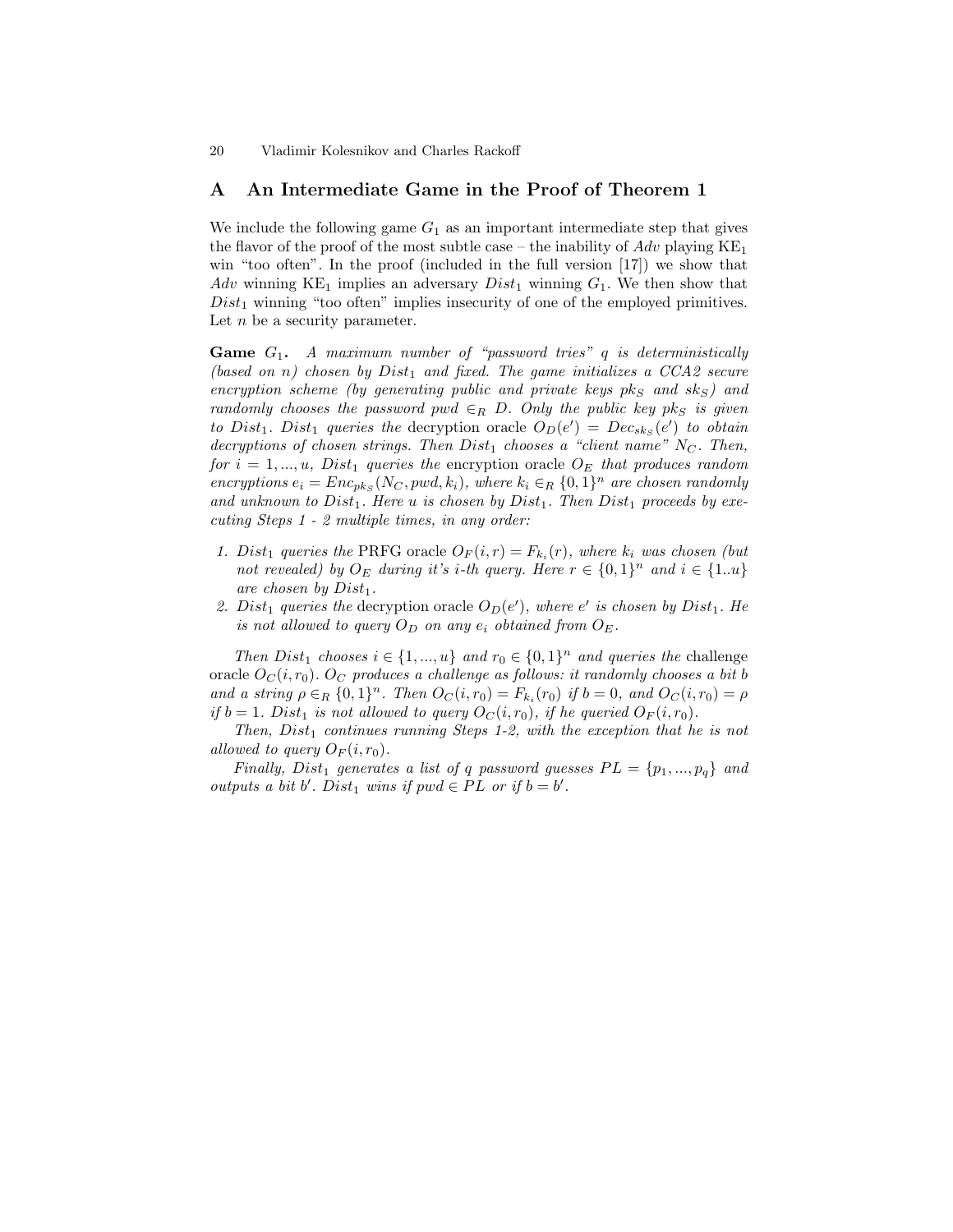## A An Intermediate Game in the Proof of Theorem 1

We include the following game $G_1$ as an important intermediate step that gives the flavor of the proof of the most subtle case – the inability of $Adv$ playing $\mathrm{KE}_1$ win "too often". In the proof (included in the full version [17]) we show that $Adv$ winning $\mathrm{KE}_1$ implies an adversary $Dist_1$ winning $G_1$. We then show that $Dist_1$ winning "too often" implies insecurity of one of the employed primitives. Let $n$ be a security parameter.

**Game $G_1$.** *A maximum number of "password tries" $q$ is deterministically (based on $n$) chosen by $Dist_1$ and fixed. The game initializes a CCA2 secure encryption scheme (by generating public and private keys $pk_S$ and $sk_S$) and randomly chooses the password $pwd \in_R D$. Only the public key $pk_S$ is given to $Dist_1$. $Dist_1$ queries the* decryption oracle *$O_D(e') = Dec_{sk_S}(e')$ to obtain decryptions of chosen strings. Then $Dist_1$ chooses a "client name" $N_C$. Then, for $i = 1, ..., u$, $Dist_1$ queries the* encryption oracle *$O_E$ that produces random encryptions $e_i = Enc_{pk_S}(N_C, pwd, k_i)$, where $k_i \in_R \{0,1\}^n$ are chosen randomly and unknown to $Dist_1$. Here $u$ is chosen by $Dist_1$. Then $Dist_1$ proceeds by executing Steps 1 - 2 multiple times, in any order:*

1. *$Dist_1$ queries the* PRFG oracle *$O_F(i, r) = F_{k_i}(r)$, where $k_i$ was chosen (but not revealed) by $O_E$ during it's $i$-th query. Here $r \in \{0,1\}^n$ and $i \in \{1..u\}$ are chosen by $Dist_1$.*
2. *$Dist_1$ queries the* decryption oracle *$O_D(e')$, where $e'$ is chosen by $Dist_1$. He is not allowed to query $O_D$ on any $e_i$ obtained from $O_E$.*

*Then $Dist_1$ chooses $i \in \{1, ..., u\}$ and $r_0 \in \{0,1\}^n$ and queries the* challenge oracle *$O_C(i, r_0)$. $O_C$ produces a challenge as follows: it randomly chooses a bit $b$ and a string $\rho \in_R \{0,1\}^n$. Then $O_C(i, r_0) = F_{k_i}(r_0)$ if $b = 0$, and $O_C(i, r_0) = \rho$ if $b = 1$. $Dist_1$ is not allowed to query $O_C(i, r_0)$, if he queried $O_F(i, r_0)$.*

*Then, $Dist_1$ continues running Steps 1-2, with the exception that he is not allowed to query $O_F(i, r_0)$.*

*Finally, $Dist_1$ generates a list of $q$ password guesses $PL = \{p_1, ..., p_q\}$ and outputs a bit $b'$. $Dist_1$ wins if $pwd \in PL$ or if $b = b'$.*